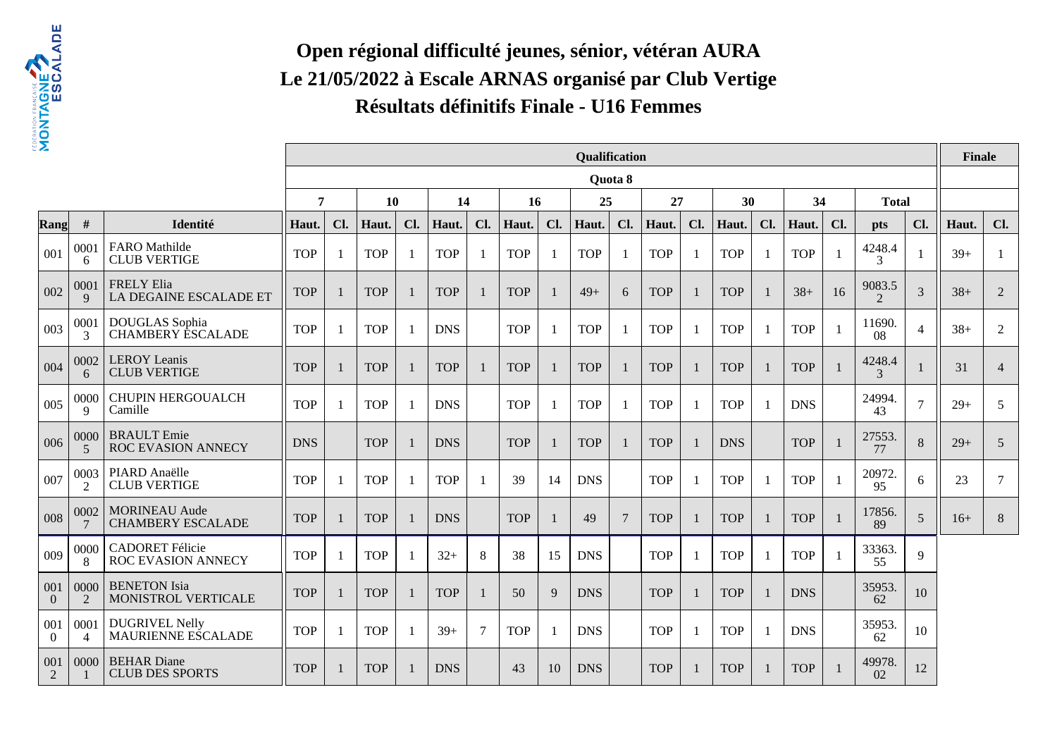# Open régional difficulté jeunes, sénior, vétéran AURA
# Le 21/05/2022 à Escale ARNAS organisé par Club Vertige
# Résultats définitifs Finale - U16 Femmes

| | | | Qualification | | | | | | | | | | | | | | | | | | Finale | |
|---|---|---|---|---|---|---|---|---|---|---|---|---|---|---|---|---|---|---|---|---|---|---|
| | | | Quota 8 | | | | | | | | | | | | | | | | | | | |
| | | | 7 | | 10 | | 14 | | 16 | | 25 | | 27 | | 30 | | 34 | | Total | | | |
| Rang | # | Identité | Haut. | Cl. | Haut. | Cl. | Haut. | Cl. | Haut. | Cl. | Haut. | Cl. | Haut. | Cl. | Haut. | Cl. | Haut. | Cl. | pts | Cl. | Haut. | Cl. |
| 001 | 00016 | FARO Mathilde CLUB VERTIGE | TOP | 1 | TOP | 1 | TOP | 1 | TOP | 1 | TOP | 1 | TOP | 1 | TOP | 1 | TOP | 1 | 4248.43 | 1 | 39+ | 1 |
| 002 | 00019 | FRELY Elia LA DEGAINE ESCALADE ET | TOP | 1 | TOP | 1 | TOP | 1 | TOP | 1 | 49+ | 6 | TOP | 1 | TOP | 1 | 38+ | 16 | 9083.52 | 3 | 38+ | 2 |
| 003 | 00013 | DOUGLAS Sophia CHAMBERY ESCALADE | TOP | 1 | TOP | 1 | DNS | | TOP | 1 | TOP | 1 | TOP | 1 | TOP | 1 | TOP | 1 | 11690.08 | 4 | 38+ | 2 |
| 004 | 00026 | LEROY Leanis CLUB VERTIGE | TOP | 1 | TOP | 1 | TOP | 1 | TOP | 1 | TOP | 1 | TOP | 1 | TOP | 1 | TOP | 1 | 4248.43 | 1 | 31 | 4 |
| 005 | 00009 | CHUPIN HERGOUALCH Camille | TOP | 1 | TOP | 1 | DNS | | TOP | 1 | TOP | 1 | TOP | 1 | TOP | 1 | DNS | | 24994.43 | 7 | 29+ | 5 |
| 006 | 00005 | BRAULT Emie ROC EVASION ANNECY | DNS | | TOP | 1 | DNS | | TOP | 1 | TOP | 1 | TOP | 1 | DNS | | TOP | 1 | 27553.77 | 8 | 29+ | 5 |
| 007 | 00032 | PIARD Anaëlle CLUB VERTIGE | TOP | 1 | TOP | 1 | TOP | 1 | 39 | 14 | DNS | | TOP | 1 | TOP | 1 | TOP | 1 | 20972.95 | 6 | 23 | 7 |
| 008 | 00027 | MORINEAU Aude CHAMBERY ESCALADE | TOP | 1 | TOP | 1 | DNS | | TOP | 1 | 49 | 7 | TOP | 1 | TOP | 1 | TOP | 1 | 17856.89 | 5 | 16+ | 8 |
| 009 | 00008 | CADORET Félicie ROC EVASION ANNECY | TOP | 1 | TOP | 1 | 32+ | 8 | 38 | 15 | DNS | | TOP | 1 | TOP | 1 | TOP | 1 | 33363.55 | 9 | | |
| 0010 | 00002 | BENETON Isia MONISTROL VERTICALE | TOP | 1 | TOP | 1 | TOP | 1 | 50 | 9 | DNS | | TOP | 1 | TOP | 1 | DNS | | 35953.62 | 10 | | |
| 0010 | 00014 | DUGRIVEL Nelly MAURIENNE ESCALADE | TOP | 1 | TOP | 1 | 39+ | 7 | TOP | 1 | DNS | | TOP | 1 | TOP | 1 | DNS | | 35953.62 | 10 | | |
| 0012 | 00001 | BEHAR Diane CLUB DES SPORTS | TOP | 1 | TOP | 1 | DNS | | 43 | 10 | DNS | | TOP | 1 | TOP | 1 | TOP | 1 | 49978.02 | 12 | | |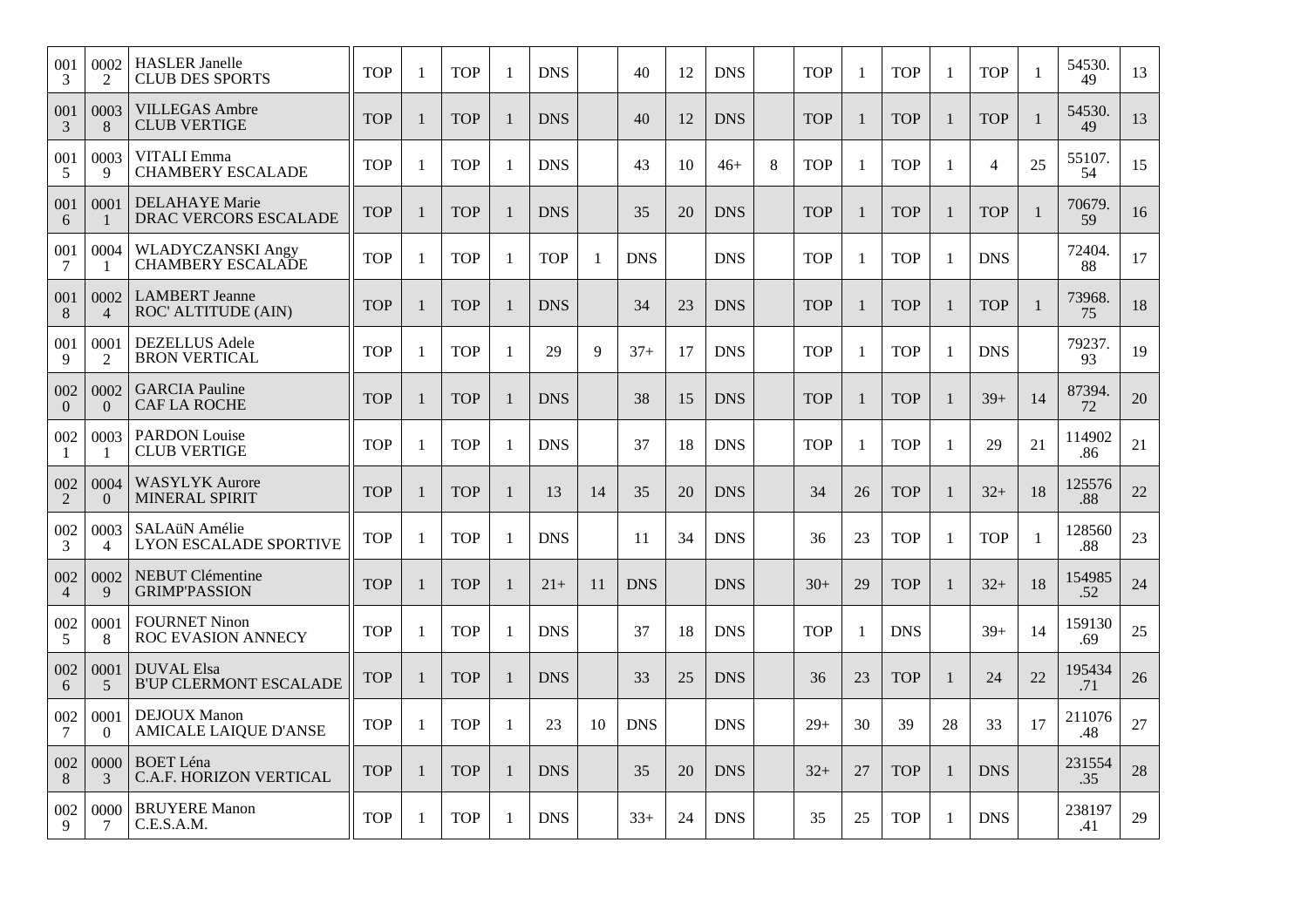| | | | | | | | | | | | | | | | | | | | |
|---|---|---|---|---|---|---|---|---|---|---|---|---|---|---|---|---|---|---|---|
| 0013 | 00022 | HASLER Janelle<br>CLUB DES SPORTS | TOP | 1 | TOP | 1 | DNS | | 40 | 12 | DNS | | TOP | 1 | TOP | 1 | TOP | 1 | 54530.49 | 13 |
| 0013 | 00038 | VILLEGAS Ambre<br>CLUB VERTIGE | TOP | 1 | TOP | 1 | DNS | | 40 | 12 | DNS | | TOP | 1 | TOP | 1 | TOP | 1 | 54530.49 | 13 |
| 0015 | 00039 | VITALI Emma<br>CHAMBERY ESCALADE | TOP | 1 | TOP | 1 | DNS | | 43 | 10 | 46+ | 8 | TOP | 1 | TOP | 1 | 4 | 25 | 55107.54 | 15 |
| 0016 | 00011 | DELAHAYE Marie<br>DRAC VERCORS ESCALADE | TOP | 1 | TOP | 1 | DNS | | 35 | 20 | DNS | | TOP | 1 | TOP | 1 | TOP | 1 | 70679.59 | 16 |
| 0017 | 00041 | WLADYCZANSKI Angy<br>CHAMBERY ESCALADE | TOP | 1 | TOP | 1 | TOP | 1 | DNS | | DNS | | TOP | 1 | TOP | 1 | DNS | | 72404.88 | 17 |
| 0018 | 00024 | LAMBERT Jeanne<br>ROC' ALTITUDE (AIN) | TOP | 1 | TOP | 1 | DNS | | 34 | 23 | DNS | | TOP | 1 | TOP | 1 | TOP | 1 | 73968.75 | 18 |
| 0019 | 00012 | DEZELLUS Adele<br>BRON VERTICAL | TOP | 1 | TOP | 1 | 29 | 9 | 37+ | 17 | DNS | | TOP | 1 | TOP | 1 | DNS | | 79237.93 | 19 |
| 0020 | 00020 | GARCIA Pauline<br>CAF LA ROCHE | TOP | 1 | TOP | 1 | DNS | | 38 | 15 | DNS | | TOP | 1 | TOP | 1 | 39+ | 14 | 87394.72 | 20 |
| 0021 | 00031 | PARDON Louise<br>CLUB VERTIGE | TOP | 1 | TOP | 1 | DNS | | 37 | 18 | DNS | | TOP | 1 | TOP | 1 | 29 | 21 | 114902.86 | 21 |
| 0022 | 00040 | WASYLYK Aurore<br>MINERAL SPIRIT | TOP | 1 | TOP | 1 | 13 | 14 | 35 | 20 | DNS | | 34 | 26 | TOP | 1 | 32+ | 18 | 125576.88 | 22 |
| 0023 | 00034 | SALAüN Amélie<br>LYON ESCALADE SPORTIVE | TOP | 1 | TOP | 1 | DNS | | 11 | 34 | DNS | | 36 | 23 | TOP | 1 | TOP | 1 | 128560.88 | 23 |
| 0024 | 00029 | NEBUT Clémentine<br>GRIMP'PASSION | TOP | 1 | TOP | 1 | 21+ | 11 | DNS | | DNS | | 30+ | 29 | TOP | 1 | 32+ | 18 | 154985.52 | 24 |
| 0025 | 00018 | FOURNET Ninon<br>ROC EVASION ANNECY | TOP | 1 | TOP | 1 | DNS | | 37 | 18 | DNS | | TOP | 1 | DNS | | 39+ | 14 | 159130.69 | 25 |
| 0026 | 00015 | DUVAL Elsa<br>B'UP CLERMONT ESCALADE | TOP | 1 | TOP | 1 | DNS | | 33 | 25 | DNS | | 36 | 23 | TOP | 1 | 24 | 22 | 195434.71 | 26 |
| 0027 | 00010 | DEJOUX Manon<br>AMICALE LAIQUE D'ANSE | TOP | 1 | TOP | 1 | 23 | 10 | DNS | | DNS | | 29+ | 30 | 39 | 28 | 33 | 17 | 211076.48 | 27 |
| 0028 | 00003 | BOET Léna<br>C.A.F. HORIZON VERTICAL | TOP | 1 | TOP | 1 | DNS | | 35 | 20 | DNS | | 32+ | 27 | TOP | 1 | DNS | | 231554.35 | 28 |
| 0029 | 00007 | BRUYERE Manon<br>C.E.S.A.M. | TOP | 1 | TOP | 1 | DNS | | 33+ | 24 | DNS | | 35 | 25 | TOP | 1 | DNS | | 238197.41 | 29 |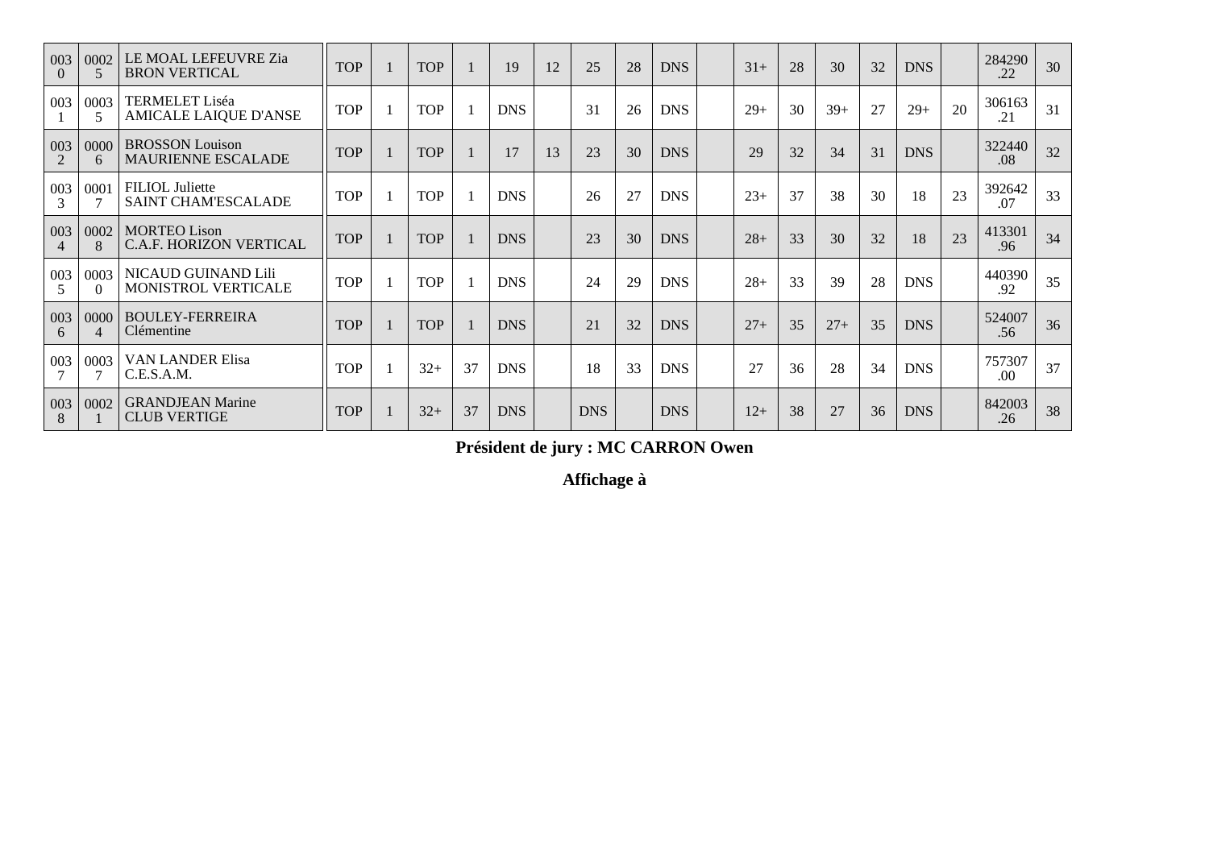| | | | | | | | | | | | | | | | | | | | | | |
|---|---|---|---|---|---|---|---|---|---|---|---|---|---|---|---|---|---|---|---|---|---|
| 0030 | 00025 | LE MOAL LEFEUVRE Zia BRON VERTICAL | TOP | 1 | TOP | 1 | 19 | 12 | 25 | 28 | DNS | | 31+ | 28 | 30 | 32 | DNS | | 284290.22 | 30 |
| 0031 | 00035 | TERMELET Liséa AMICALE LAIQUE D'ANSE | TOP | 1 | TOP | 1 | DNS | | 31 | 26 | DNS | | 29+ | 30 | 39+ | 27 | 29+ | 20 | 306163.21 | 31 |
| 0032 | 00006 | BROSSON Louison MAURIENNE ESCALADE | TOP | 1 | TOP | 1 | 17 | 13 | 23 | 30 | DNS | | 29 | 32 | 34 | 31 | DNS | | 322440.08 | 32 |
| 0033 | 00017 | FILIOL Juliette SAINT CHAM'ESCALADE | TOP | 1 | TOP | 1 | DNS | | 26 | 27 | DNS | | 23+ | 37 | 38 | 30 | 18 | 23 | 392642.07 | 33 |
| 0034 | 00028 | MORTEO Lison C.A.F. HORIZON VERTICAL | TOP | 1 | TOP | 1 | DNS | | 23 | 30 | DNS | | 28+ | 33 | 30 | 32 | 18 | 23 | 413301.96 | 34 |
| 0035 | 00030 | NICAUD GUINAND Lili MONISTROL VERTICALE | TOP | 1 | TOP | 1 | DNS | | 24 | 29 | DNS | | 28+ | 33 | 39 | 28 | DNS | | 440390.92 | 35 |
| 0036 | 00004 | BOULEY-FERREIRA Clémentine | TOP | 1 | TOP | 1 | DNS | | 21 | 32 | DNS | | 27+ | 35 | 27+ | 35 | DNS | | 524007.56 | 36 |
| 0037 | 00037 | VAN LANDER Elisa C.E.S.A.M. | TOP | 1 | 32+ | 37 | DNS | | 18 | 33 | DNS | | 27 | 36 | 28 | 34 | DNS | | 757307.00 | 37 |
| 0038 | 00021 | GRANDJEAN Marine CLUB VERTIGE | TOP | 1 | 32+ | 37 | DNS | | DNS | | DNS | | 12+ | 38 | 27 | 36 | DNS | | 842003.26 | 38 |

**Président de jury : MC CARRON Owen**

**Affichage à**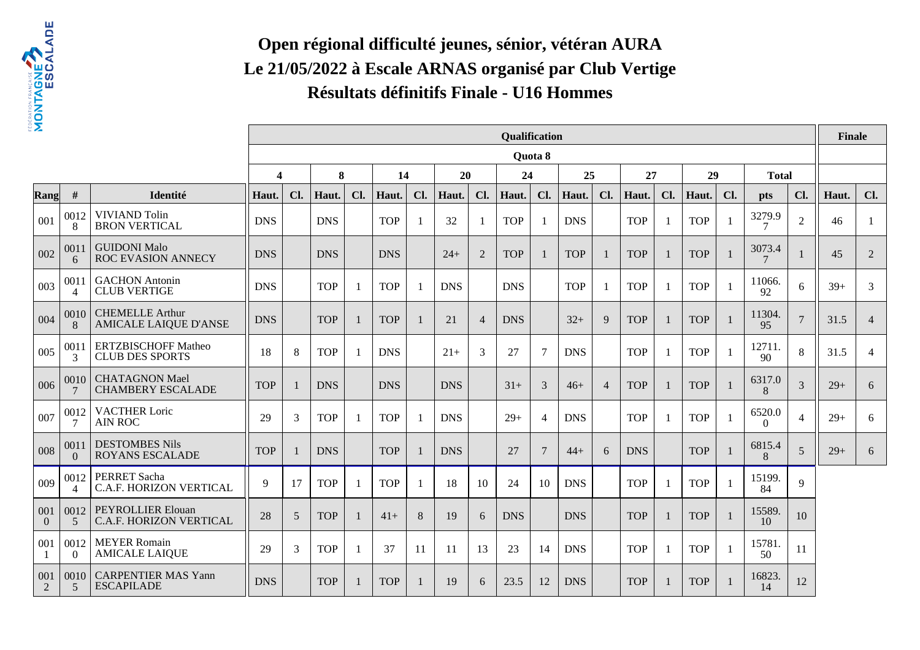# Open régional difficulté jeunes, sénior, vétéran AURA

## Le 21/05/2022 à Escale ARNAS organisé par Club Vertige

## Résultats définitifs Finale - U16 Hommes

| | | | Qualification | | | | | | | | | | | | | | | | | | Finale | |
|---|---|---|---|---|---|---|---|---|---|---|---|---|---|---|---|---|---|---|---|---|---|---|
| | | | Quota 8 | | | | | | | | | | | | | | | | | | | |
| | | | 4 | | 8 | | 14 | | 20 | | 24 | | 25 | | 27 | | 29 | | Total | | | |
| Rang | # | Identité | Haut. | Cl. | Haut. | Cl. | Haut. | Cl. | Haut. | Cl. | Haut. | Cl. | Haut. | Cl. | Haut. | Cl. | Haut. | Cl. | pts | Cl. | Haut. | Cl. |
| 001 | 00128 | VIVIAND Tolin BRON VERTICAL | DNS | | DNS | | TOP | 1 | 32 | 1 | TOP | 1 | DNS | | TOP | 1 | TOP | 1 | 3279.97 | 2 | 46 | 1 |
| 002 | 00116 | GUIDONI Malo ROC EVASION ANNECY | DNS | | DNS | | DNS | | 24+ | 2 | TOP | 1 | TOP | 1 | TOP | 1 | TOP | 1 | 3073.47 | 1 | 45 | 2 |
| 003 | 00114 | GACHON Antonin CLUB VERTIGE | DNS | | TOP | 1 | TOP | 1 | DNS | | DNS | | TOP | 1 | TOP | 1 | TOP | 1 | 11066.92 | 6 | 39+ | 3 |
| 004 | 00108 | CHEMELLE Arthur AMICALE LAIQUE D'ANSE | DNS | | TOP | 1 | TOP | 1 | 21 | 4 | DNS | | 32+ | 9 | TOP | 1 | TOP | 1 | 11304.95 | 7 | 31.5 | 4 |
| 005 | 00113 | ERTZBISCHOFF Matheo CLUB DES SPORTS | 18 | 8 | TOP | 1 | DNS | | 21+ | 3 | 27 | 7 | DNS | | TOP | 1 | TOP | 1 | 12711.90 | 8 | 31.5 | 4 |
| 006 | 00107 | CHATAGNON Mael CHAMBERY ESCALADE | TOP | 1 | DNS | | DNS | | DNS | | 31+ | 3 | 46+ | 4 | TOP | 1 | TOP | 1 | 6317.08 | 3 | 29+ | 6 |
| 007 | 00127 | VACTHER Loric AIN ROC | 29 | 3 | TOP | 1 | TOP | 1 | DNS | | 29+ | 4 | DNS | | TOP | 1 | TOP | 1 | 6520.00 | 4 | 29+ | 6 |
| 008 | 00110 | DESTOMBES Nils ROYANS ESCALADE | TOP | 1 | DNS | | TOP | 1 | DNS | | 27 | 7 | 44+ | 6 | DNS | | TOP | 1 | 6815.48 | 5 | 29+ | 6 |
| 009 | 00124 | PERRET Sacha C.A.F. HORIZON VERTICAL | 9 | 17 | TOP | 1 | TOP | 1 | 18 | 10 | 24 | 10 | DNS | | TOP | 1 | TOP | 1 | 15199.84 | 9 | | |
| 0010 | 00125 | PEYROLLIER Elouan C.A.F. HORIZON VERTICAL | 28 | 5 | TOP | 1 | 41+ | 8 | 19 | 6 | DNS | | DNS | | TOP | 1 | TOP | 1 | 15589.10 | 10 | | |
| 0011 | 00120 | MEYER Romain AMICALE LAIQUE | 29 | 3 | TOP | 1 | 37 | 11 | 11 | 13 | 23 | 14 | DNS | | TOP | 1 | TOP | 1 | 15781.50 | 11 | | |
| 0012 | 00105 | CARPENTIER MAS Yann ESCAPILADE | DNS | | TOP | 1 | TOP | 1 | 19 | 6 | 23.5 | 12 | DNS | | TOP | 1 | TOP | 1 | 16823.14 | 12 | | |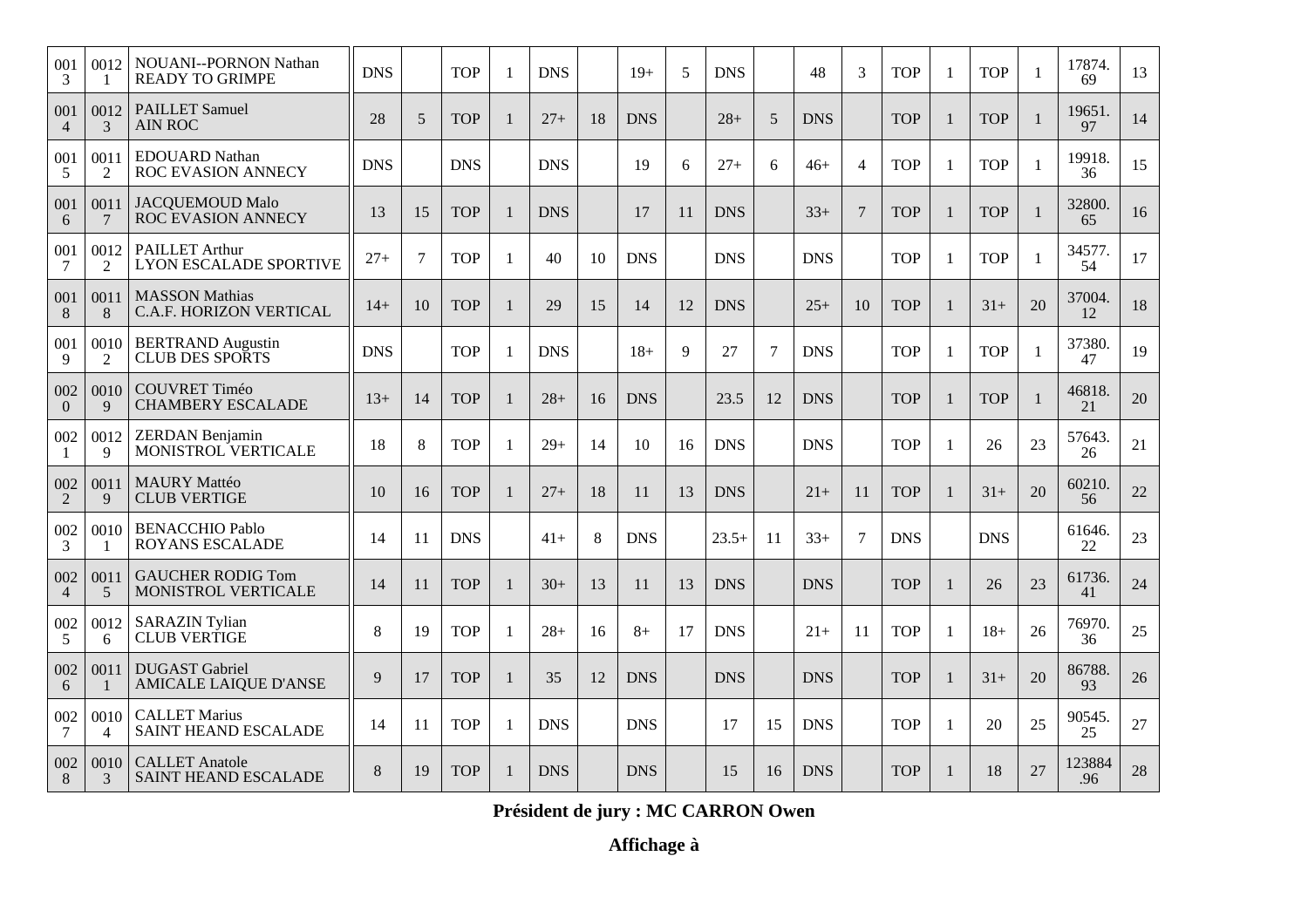| | | | | | | | | | | | | | | | | | | | | |
|---|---|---|---|---|---|---|---|---|---|---|---|---|---|---|---|---|---|---|---|---|
| 0013 | 00121 | NOUANI--PORNON Nathan<br>READY TO GRIMPE | DNS | | TOP | 1 | DNS | | 19+ | 5 | DNS | | 48 | 3 | TOP | 1 | TOP | 1 | 17874.69 | 13 |
| 0014 | 00123 | PAILLET Samuel<br>AIN ROC | 28 | 5 | TOP | 1 | 27+ | 18 | DNS | | 28+ | 5 | DNS | | TOP | 1 | TOP | 1 | 19651.97 | 14 |
| 0015 | 00112 | EDOUARD Nathan<br>ROC EVASION ANNECY | DNS | | DNS | | DNS | | 19 | 6 | 27+ | 6 | 46+ | 4 | TOP | 1 | TOP | 1 | 19918.36 | 15 |
| 0016 | 00117 | JACQUEMOUD Malo<br>ROC EVASION ANNECY | 13 | 15 | TOP | 1 | DNS | | 17 | 11 | DNS | | 33+ | 7 | TOP | 1 | TOP | 1 | 32800.65 | 16 |
| 0017 | 00122 | PAILLET Arthur<br>LYON ESCALADE SPORTIVE | 27+ | 7 | TOP | 1 | 40 | 10 | DNS | | DNS | | DNS | | TOP | 1 | TOP | 1 | 34577.54 | 17 |
| 0018 | 00118 | MASSON Mathias<br>C.A.F. HORIZON VERTICAL | 14+ | 10 | TOP | 1 | 29 | 15 | 14 | 12 | DNS | | 25+ | 10 | TOP | 1 | 31+ | 20 | 37004.12 | 18 |
| 0019 | 00102 | BERTRAND Augustin<br>CLUB DES SPORTS | DNS | | TOP | 1 | DNS | | 18+ | 9 | 27 | 7 | DNS | | TOP | 1 | TOP | 1 | 37380.47 | 19 |
| 0020 | 00109 | COUVRET Timéo<br>CHAMBERY ESCALADE | 13+ | 14 | TOP | 1 | 28+ | 16 | DNS | | 23.5 | 12 | DNS | | TOP | 1 | TOP | 1 | 46818.21 | 20 |
| 0021 | 00129 | ZERDAN Benjamin<br>MONISTROL VERTICALE | 18 | 8 | TOP | 1 | 29+ | 14 | 10 | 16 | DNS | | DNS | | TOP | 1 | 26 | 23 | 57643.26 | 21 |
| 0022 | 00119 | MAURY Mattéo<br>CLUB VERTIGE | 10 | 16 | TOP | 1 | 27+ | 18 | 11 | 13 | DNS | | 21+ | 11 | TOP | 1 | 31+ | 20 | 60210.56 | 22 |
| 0023 | 00101 | BENACCHIO Pablo<br>ROYANS ESCALADE | 14 | 11 | DNS | | 41+ | 8 | DNS | | 23.5+ | 11 | 33+ | 7 | DNS | | DNS | | 61646.22 | 23 |
| 0024 | 00115 | GAUCHER RODIG Tom<br>MONISTROL VERTICALE | 14 | 11 | TOP | 1 | 30+ | 13 | 11 | 13 | DNS | | DNS | | TOP | 1 | 26 | 23 | 61736.41 | 24 |
| 0025 | 00126 | SARAZIN Tylian<br>CLUB VERTIGE | 8 | 19 | TOP | 1 | 28+ | 16 | 8+ | 17 | DNS | | 21+ | 11 | TOP | 1 | 18+ | 26 | 76970.36 | 25 |
| 0026 | 00111 | DUGAST Gabriel<br>AMICALE LAIQUE D'ANSE | 9 | 17 | TOP | 1 | 35 | 12 | DNS | | DNS | | DNS | | TOP | 1 | 31+ | 20 | 86788.93 | 26 |
| 0027 | 00104 | CALLET Marius<br>SAINT HEAND ESCALADE | 14 | 11 | TOP | 1 | DNS | | DNS | | 17 | 15 | DNS | | TOP | 1 | 20 | 25 | 90545.25 | 27 |
| 0028 | 00103 | CALLET Anatole<br>SAINT HEAND ESCALADE | 8 | 19 | TOP | 1 | DNS | | DNS | | 15 | 16 | DNS | | TOP | 1 | 18 | 27 | 123884.96 | 28 |

**Président de jury : MC CARRON Owen**

**Affichage à**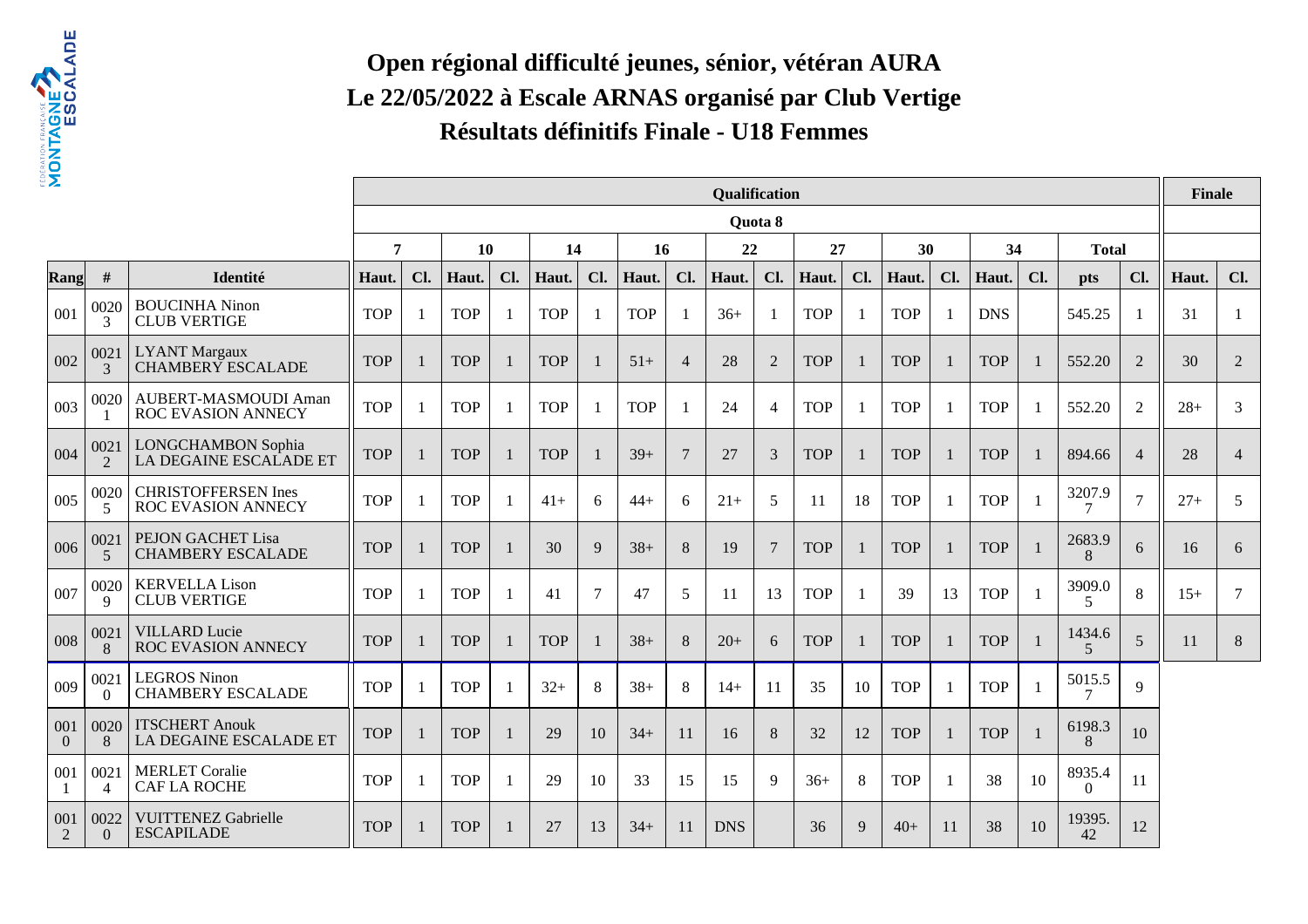# Open régional difficulté jeunes, sénior, vétéran AURA

## Le 22/05/2022 à Escale ARNAS organisé par Club Vertige

## Résultats définitifs Finale - U18 Femmes

| | | | Qualification | | | | | | | | | | | | | | | | | | Finale | |
|---|---|---|---|---|---|---|---|---|---|---|---|---|---|---|---|---|---|---|---|---|---|---|
| | | | Quota 8 | | | | | | | | | | | | | | | | | | | |
| | | | 7 | | 10 | | 14 | | 16 | | 22 | | 27 | | 30 | | 34 | | Total | | | |
| Rang | # | Identité | Haut. | Cl. | Haut. | Cl. | Haut. | Cl. | Haut. | Cl. | Haut. | Cl. | Haut. | Cl. | Haut. | Cl. | Haut. | Cl. | pts | Cl. | Haut. | Cl. |
| 001 | 00203 | BOUCINHA Ninon CLUB VERTIGE | TOP | 1 | TOP | 1 | TOP | 1 | TOP | 1 | 36+ | 1 | TOP | 1 | TOP | 1 | DNS | | 545.25 | 1 | 31 | 1 |
| 002 | 00213 | LYANT Margaux CHAMBERY ESCALADE | TOP | 1 | TOP | 1 | TOP | 1 | 51+ | 4 | 28 | 2 | TOP | 1 | TOP | 1 | TOP | 1 | 552.20 | 2 | 30 | 2 |
| 003 | 00201 | AUBERT-MASMOUDI Aman ROC EVASION ANNECY | TOP | 1 | TOP | 1 | TOP | 1 | TOP | 1 | 24 | 4 | TOP | 1 | TOP | 1 | TOP | 1 | 552.20 | 2 | 28+ | 3 |
| 004 | 00212 | LONGCHAMBON Sophia LA DEGAINE ESCALADE ET | TOP | 1 | TOP | 1 | TOP | 1 | 39+ | 7 | 27 | 3 | TOP | 1 | TOP | 1 | TOP | 1 | 894.66 | 4 | 28 | 4 |
| 005 | 00205 | CHRISTOFFERSEN Ines ROC EVASION ANNECY | TOP | 1 | TOP | 1 | 41+ | 6 | 44+ | 6 | 21+ | 5 | 11 | 18 | TOP | 1 | TOP | 1 | 3207.97 | 7 | 27+ | 5 |
| 006 | 00215 | PEJON GACHET Lisa CHAMBERY ESCALADE | TOP | 1 | TOP | 1 | 30 | 9 | 38+ | 8 | 19 | 7 | TOP | 1 | TOP | 1 | TOP | 1 | 2683.98 | 6 | 16 | 6 |
| 007 | 00209 | KERVELLA Lison CLUB VERTIGE | TOP | 1 | TOP | 1 | 41 | 7 | 47 | 5 | 11 | 13 | TOP | 1 | 39 | 13 | TOP | 1 | 3909.05 | 8 | 15+ | 7 |
| 008 | 00218 | VILLARD Lucie ROC EVASION ANNECY | TOP | 1 | TOP | 1 | TOP | 1 | 38+ | 8 | 20+ | 6 | TOP | 1 | TOP | 1 | TOP | 1 | 1434.65 | 5 | 11 | 8 |
| 009 | 00210 | LEGROS Ninon CHAMBERY ESCALADE | TOP | 1 | TOP | 1 | 32+ | 8 | 38+ | 8 | 14+ | 11 | 35 | 10 | TOP | 1 | TOP | 1 | 5015.57 | 9 | | |
| 0010 | 00208 | ITSCHERT Anouk LA DEGAINE ESCALADE ET | TOP | 1 | TOP | 1 | 29 | 10 | 34+ | 11 | 16 | 8 | 32 | 12 | TOP | 1 | TOP | 1 | 6198.38 | 10 | | |
| 0011 | 00214 | MERLET Coralie CAF LA ROCHE | TOP | 1 | TOP | 1 | 29 | 10 | 33 | 15 | 15 | 9 | 36+ | 8 | TOP | 1 | 38 | 10 | 8935.40 | 11 | | |
| 0012 | 00220 | VUITTENEZ Gabrielle ESCAPILADE | TOP | 1 | TOP | 1 | 27 | 13 | 34+ | 11 | DNS | | 36 | 9 | 40+ | 11 | 38 | 10 | 19395.42 | 12 | | |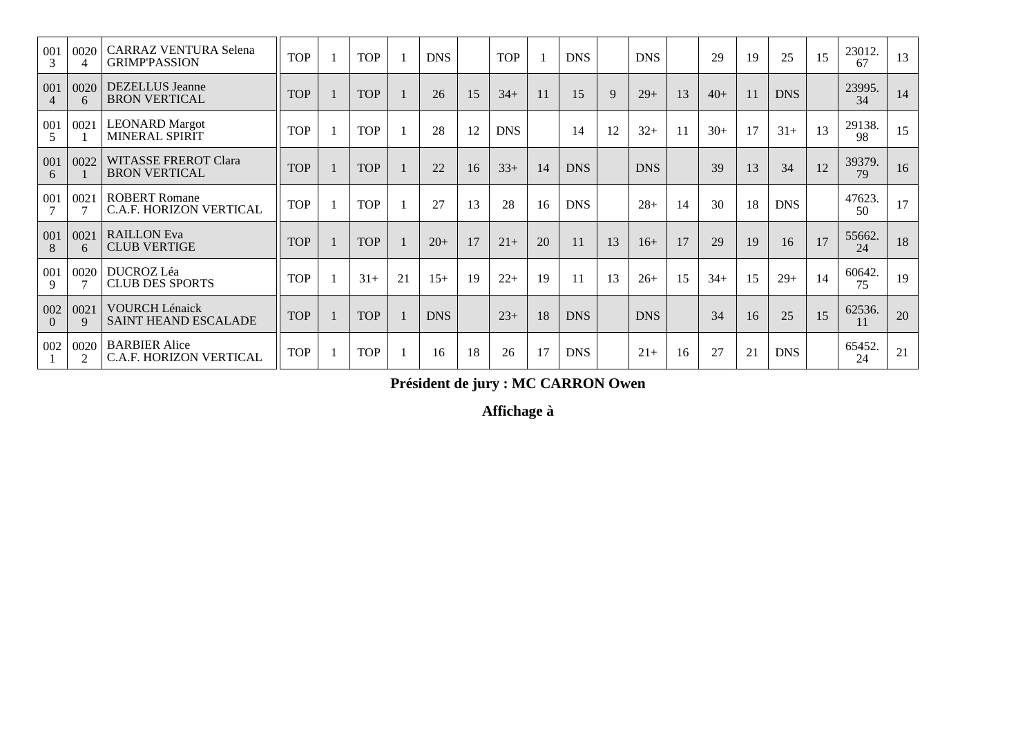| | | | | | | | | | | | | | | | | | | | | | |
|---|---|---|---|---|---|---|---|---|---|---|---|---|---|---|---|---|---|---|---|---|---|
| 0013 | 00204 | CARRAZ VENTURA Selena GRIMP'PASSION | TOP | 1 | TOP | 1 | DNS | | TOP | 1 | DNS | | DNS | | 29 | 19 | 25 | 15 | 23012.67 | 13 |
| 0014 | 00206 | DEZELLUS Jeanne BRON VERTICAL | TOP | 1 | TOP | 1 | 26 | 15 | 34+ | 11 | 15 | 9 | 29+ | 13 | 40+ | 11 | DNS | | 23995.34 | 14 |
| 0015 | 00211 | LEONARD Margot MINERAL SPIRIT | TOP | 1 | TOP | 1 | 28 | 12 | DNS | | 14 | 12 | 32+ | 11 | 30+ | 17 | 31+ | 13 | 29138.98 | 15 |
| 0016 | 00221 | WITASSE FREROT Clara BRON VERTICAL | TOP | 1 | TOP | 1 | 22 | 16 | 33+ | 14 | DNS | | DNS | | 39 | 13 | 34 | 12 | 39379.79 | 16 |
| 0017 | 00217 | ROBERT Romane C.A.F. HORIZON VERTICAL | TOP | 1 | TOP | 1 | 27 | 13 | 28 | 16 | DNS | | 28+ | 14 | 30 | 18 | DNS | | 47623.50 | 17 |
| 0018 | 00216 | RAILLON Eva CLUB VERTIGE | TOP | 1 | TOP | 1 | 20+ | 17 | 21+ | 20 | 11 | 13 | 16+ | 17 | 29 | 19 | 16 | 17 | 55662.24 | 18 |
| 0019 | 00207 | DUCROZ Léa CLUB DES SPORTS | TOP | 1 | 31+ | 21 | 15+ | 19 | 22+ | 19 | 11 | 13 | 26+ | 15 | 34+ | 15 | 29+ | 14 | 60642.75 | 19 |
| 0020 | 00219 | VOURCH Lénaick SAINT HEAND ESCALADE | TOP | 1 | TOP | 1 | DNS | | 23+ | 18 | DNS | | DNS | | 34 | 16 | 25 | 15 | 62536.11 | 20 |
| 0021 | 00202 | BARBIER Alice C.A.F. HORIZON VERTICAL | TOP | 1 | TOP | 1 | 16 | 18 | 26 | 17 | DNS | | 21+ | 16 | 27 | 21 | DNS | | 65452.24 | 21 |

**Président de jury : MC CARRON Owen**

**Affichage à**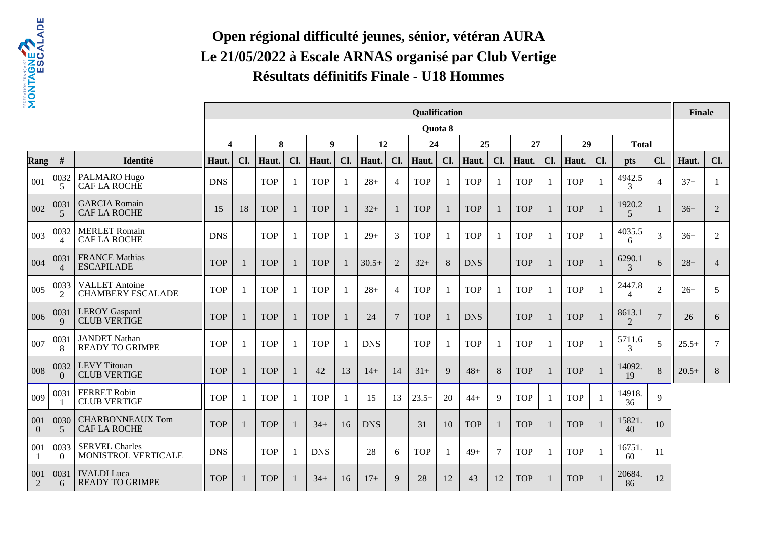# Open régional difficulté jeunes, sénior, vétéran AURA
# Le 21/05/2022 à Escale ARNAS organisé par Club Vertige
# Résultats définitifs Finale - U18 Hommes

| | | | Qualification | | | | | | | | | | | | | | | | | | Finale | |
|---|---|---|---|---|---|---|---|---|---|---|---|---|---|---|---|---|---|---|---|---|---|---|
| | | | Quota 8 | | | | | | | | | | | | | | | | | | | |
| | | | 4 | | 8 | | 9 | | 12 | | 24 | | 25 | | 27 | | 29 | | Total | | | |
| Rang | # | Identité | Haut. | Cl. | Haut. | Cl. | Haut. | Cl. | Haut. | Cl. | Haut. | Cl. | Haut. | Cl. | Haut. | Cl. | Haut. | Cl. | pts | Cl. | Haut. | Cl. |
| 001 | 00325 | PALMARO Hugo CAF LA ROCHE | DNS | | TOP | 1 | TOP | 1 | 28+ | 4 | TOP | 1 | TOP | 1 | TOP | 1 | TOP | 1 | 4942.53 | 4 | 37+ | 1 |
| 002 | 00315 | GARCIA Romain CAF LA ROCHE | 15 | 18 | TOP | 1 | TOP | 1 | 32+ | 1 | TOP | 1 | TOP | 1 | TOP | 1 | TOP | 1 | 1920.25 | 1 | 36+ | 2 |
| 003 | 00324 | MERLET Romain CAF LA ROCHE | DNS | | TOP | 1 | TOP | 1 | 29+ | 3 | TOP | 1 | TOP | 1 | TOP | 1 | TOP | 1 | 4035.56 | 3 | 36+ | 2 |
| 004 | 00314 | FRANCE Mathias ESCAPILADE | TOP | 1 | TOP | 1 | TOP | 1 | 30.5+ | 2 | 32+ | 8 | DNS | | TOP | 1 | TOP | 1 | 6290.13 | 6 | 28+ | 4 |
| 005 | 00332 | VALLET Antoine CHAMBERY ESCALADE | TOP | 1 | TOP | 1 | TOP | 1 | 28+ | 4 | TOP | 1 | TOP | 1 | TOP | 1 | TOP | 1 | 2447.84 | 2 | 26+ | 5 |
| 006 | 00319 | LEROY Gaspard CLUB VERTIGE | TOP | 1 | TOP | 1 | TOP | 1 | 24 | 7 | TOP | 1 | DNS | | TOP | 1 | TOP | 1 | 8613.12 | 7 | 26 | 6 |
| 007 | 00318 | JANDET Nathan READY TO GRIMPE | TOP | 1 | TOP | 1 | TOP | 1 | DNS | | TOP | 1 | TOP | 1 | TOP | 1 | TOP | 1 | 5711.63 | 5 | 25.5+ | 7 |
| 008 | 00320 | LEVY Titouan CLUB VERTIGE | TOP | 1 | TOP | 1 | 42 | 13 | 14+ | 14 | 31+ | 9 | 48+ | 8 | TOP | 1 | TOP | 1 | 14092.19 | 8 | 20.5+ | 8 |
| 009 | 00311 | FERRET Robin CLUB VERTIGE | TOP | 1 | TOP | 1 | TOP | 1 | 15 | 13 | 23.5+ | 20 | 44+ | 9 | TOP | 1 | TOP | 1 | 14918.36 | 9 | | |
| 0010 | 00305 | CHARBONNEAUX Tom CAF LA ROCHE | TOP | 1 | TOP | 1 | 34+ | 16 | DNS | | 31 | 10 | TOP | 1 | TOP | 1 | TOP | 1 | 15821.40 | 10 | | |
| 0011 | 00330 | SERVEL Charles MONISTROL VERTICALE | DNS | | TOP | 1 | DNS | | 28 | 6 | TOP | 1 | 49+ | 7 | TOP | 1 | TOP | 1 | 16751.60 | 11 | | |
| 0012 | 00316 | IVALDI Luca READY TO GRIMPE | TOP | 1 | TOP | 1 | 34+ | 16 | 17+ | 9 | 28 | 12 | 43 | 12 | TOP | 1 | TOP | 1 | 20684.86 | 12 | | |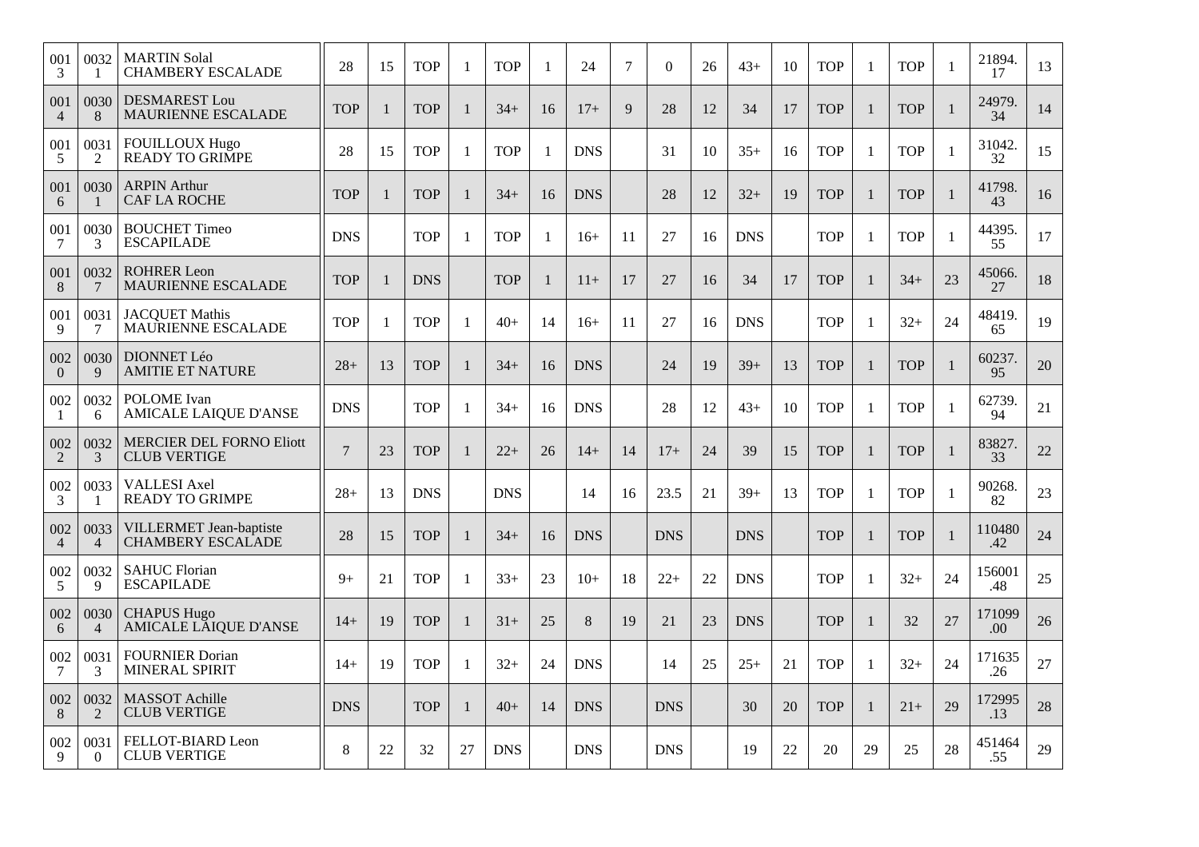| 0013 | 00321 | MARTIN Solal<br>CHAMBERY ESCALADE | 28 | 15 | TOP | 1 | TOP | 1 | 24 | 7 | 0 | 26 | 43+ | 10 | TOP | 1 | TOP | 1 | 21894.17 | 13 |
|---|---|---|---|---|---|---|---|---|---|---|---|---|---|---|---|---|---|---|---|---|
| 0014 | 00308 | DESMAREST Lou<br>MAURIENNE ESCALADE | TOP | 1 | TOP | 1 | 34+ | 16 | 17+ | 9 | 28 | 12 | 34 | 17 | TOP | 1 | TOP | 1 | 24979.34 | 14 |
| 0015 | 00312 | FOUILLOUX Hugo<br>READY TO GRIMPE | 28 | 15 | TOP | 1 | TOP | 1 | DNS | | 31 | 10 | 35+ | 16 | TOP | 1 | TOP | 1 | 31042.32 | 15 |
| 0016 | 00301 | ARPIN Arthur<br>CAF LA ROCHE | TOP | 1 | TOP | 1 | 34+ | 16 | DNS | | 28 | 12 | 32+ | 19 | TOP | 1 | TOP | 1 | 41798.43 | 16 |
| 0017 | 00303 | BOUCHET Timeo<br>ESCAPILADE | DNS | | TOP | 1 | TOP | 1 | 16+ | 11 | 27 | 16 | DNS | | TOP | 1 | TOP | 1 | 44395.55 | 17 |
| 0018 | 00327 | ROHRER Leon<br>MAURIENNE ESCALADE | TOP | 1 | DNS | | TOP | 1 | 11+ | 17 | 27 | 16 | 34 | 17 | TOP | 1 | 34+ | 23 | 45066.27 | 18 |
| 0019 | 00317 | JACQUET Mathis<br>MAURIENNE ESCALADE | TOP | 1 | TOP | 1 | 40+ | 14 | 16+ | 11 | 27 | 16 | DNS | | TOP | 1 | 32+ | 24 | 48419.65 | 19 |
| 0020 | 00309 | DIONNET Léo<br>AMITIE ET NATURE | 28+ | 13 | TOP | 1 | 34+ | 16 | DNS | | 24 | 19 | 39+ | 13 | TOP | 1 | TOP | 1 | 60237.95 | 20 |
| 0021 | 00326 | POLOME Ivan<br>AMICALE LAIQUE D'ANSE | DNS | | TOP | 1 | 34+ | 16 | DNS | | 28 | 12 | 43+ | 10 | TOP | 1 | TOP | 1 | 62739.94 | 21 |
| 0022 | 00323 | MERCIER DEL FORNO Eliott<br>CLUB VERTIGE | 7 | 23 | TOP | 1 | 22+ | 26 | 14+ | 14 | 17+ | 24 | 39 | 15 | TOP | 1 | TOP | 1 | 83827.33 | 22 |
| 0023 | 00331 | VALLESI Axel<br>READY TO GRIMPE | 28+ | 13 | DNS | | DNS | | 14 | 16 | 23.5 | 21 | 39+ | 13 | TOP | 1 | TOP | 1 | 90268.82 | 23 |
| 0024 | 00334 | VILLERMET Jean-baptiste<br>CHAMBERY ESCALADE | 28 | 15 | TOP | 1 | 34+ | 16 | DNS | | DNS | | DNS | | TOP | 1 | TOP | 1 | 110480.42 | 24 |
| 0025 | 00329 | SAHUC Florian<br>ESCAPILADE | 9+ | 21 | TOP | 1 | 33+ | 23 | 10+ | 18 | 22+ | 22 | DNS | | TOP | 1 | 32+ | 24 | 156001.48 | 25 |
| 0026 | 00304 | CHAPUS Hugo<br>AMICALE LAIQUE D'ANSE | 14+ | 19 | TOP | 1 | 31+ | 25 | 8 | 19 | 21 | 23 | DNS | | TOP | 1 | 32 | 27 | 171099.00 | 26 |
| 0027 | 00313 | FOURNIER Dorian<br>MINERAL SPIRIT | 14+ | 19 | TOP | 1 | 32+ | 24 | DNS | | 14 | 25 | 25+ | 21 | TOP | 1 | 32+ | 24 | 171635.26 | 27 |
| 0028 | 00322 | MASSOT Achille<br>CLUB VERTIGE | DNS | | TOP | 1 | 40+ | 14 | DNS | | DNS | | 30 | 20 | TOP | 1 | 21+ | 29 | 172995.13 | 28 |
| 0029 | 00310 | FELLOT-BIARD Leon<br>CLUB VERTIGE | 8 | 22 | 32 | 27 | DNS | | DNS | | DNS | | 19 | 22 | 20 | 29 | 25 | 28 | 451464.55 | 29 |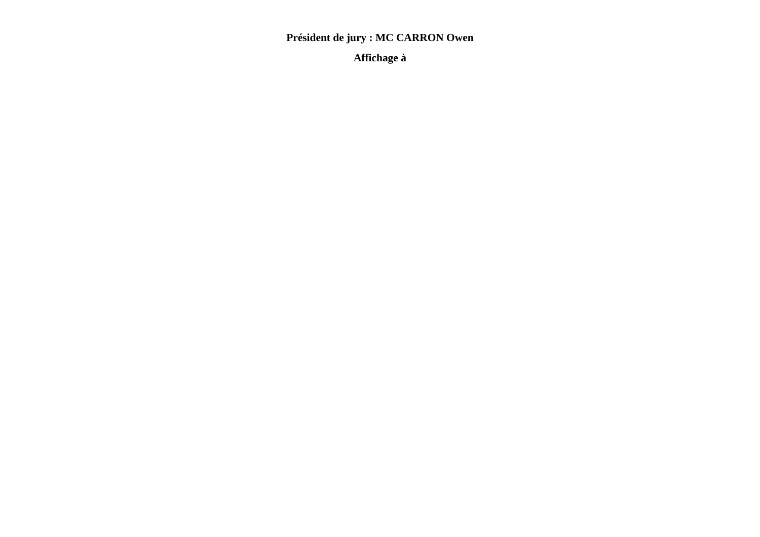**Président de jury : MC CARRON Owen**

**Affichage à**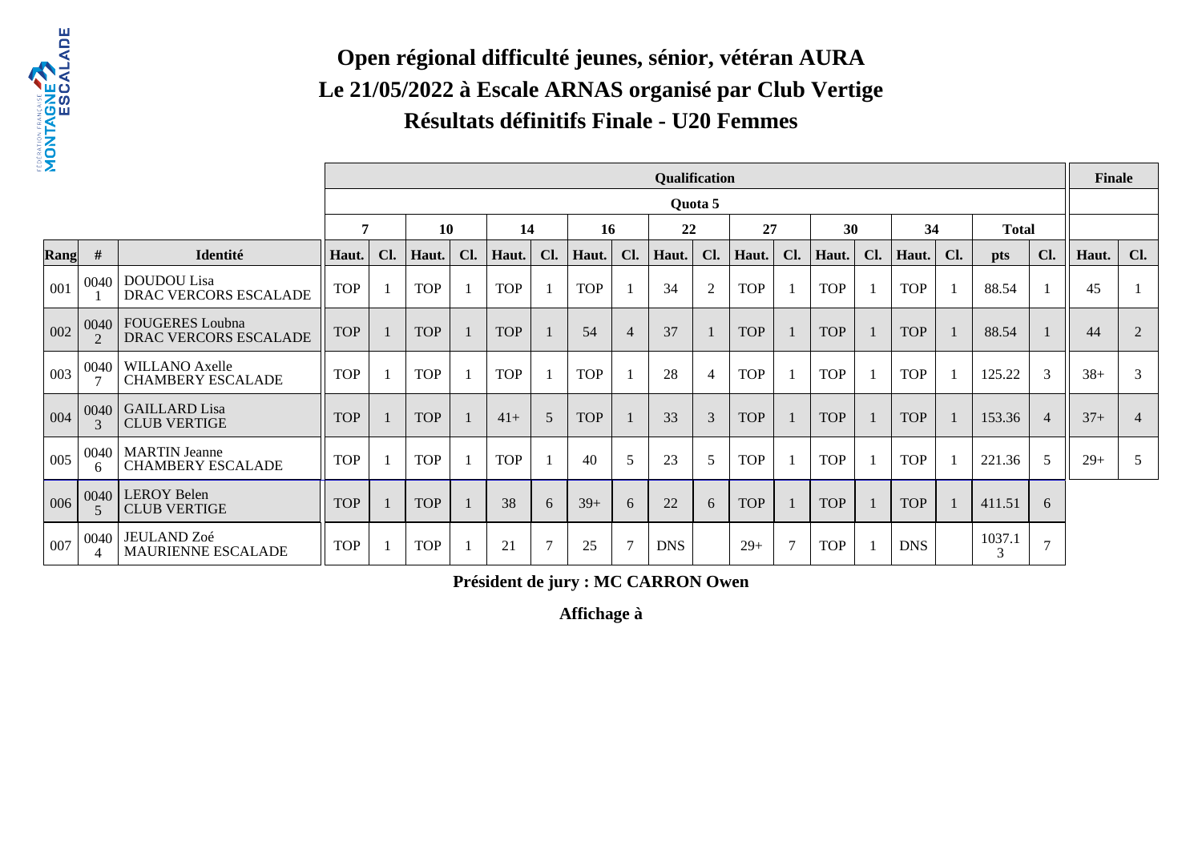# Open régional difficulté jeunes, sénior, vétéran AURA
# Le 21/05/2022 à Escale ARNAS organisé par Club Vertige
# Résultats définitifs Finale - U20 Femmes

| | | | Qualification | | | | | | | | | | | | | | | | | | Finale | |
|---|---|---|---|---|---|---|---|---|---|---|---|---|---|---|---|---|---|---|---|---|---|---|
| | | | Quota 5 | | | | | | | | | | | | | | | | | | | |
| | | | 7 | | 10 | | 14 | | 16 | | 22 | | 27 | | 30 | | 34 | | Total | | | |
| Rang | # | Identité | Haut. | Cl. | Haut. | Cl. | Haut. | Cl. | Haut. | Cl. | Haut. | Cl. | Haut. | Cl. | Haut. | Cl. | Haut. | Cl. | pts | Cl. | Haut. | Cl. |
| 001 | 00401 | DOUDOU Lisa DRAC VERCORS ESCALADE | TOP | 1 | TOP | 1 | TOP | 1 | TOP | 1 | 34 | 2 | TOP | 1 | TOP | 1 | TOP | 1 | 88.54 | 1 | 45 | 1 |
| 002 | 00402 | FOUGERES Loubna DRAC VERCORS ESCALADE | TOP | 1 | TOP | 1 | TOP | 1 | 54 | 4 | 37 | 1 | TOP | 1 | TOP | 1 | TOP | 1 | 88.54 | 1 | 44 | 2 |
| 003 | 00407 | WILLANO Axelle CHAMBERY ESCALADE | TOP | 1 | TOP | 1 | TOP | 1 | TOP | 1 | 28 | 4 | TOP | 1 | TOP | 1 | TOP | 1 | 125.22 | 3 | 38+ | 3 |
| 004 | 00403 | GAILLARD Lisa CLUB VERTIGE | TOP | 1 | TOP | 1 | 41+ | 5 | TOP | 1 | 33 | 3 | TOP | 1 | TOP | 1 | TOP | 1 | 153.36 | 4 | 37+ | 4 |
| 005 | 00406 | MARTIN Jeanne CHAMBERY ESCALADE | TOP | 1 | TOP | 1 | TOP | 1 | 40 | 5 | 23 | 5 | TOP | 1 | TOP | 1 | TOP | 1 | 221.36 | 5 | 29+ | 5 |
| 006 | 00405 | LEROY Belen CLUB VERTIGE | TOP | 1 | TOP | 1 | 38 | 6 | 39+ | 6 | 22 | 6 | TOP | 1 | TOP | 1 | TOP | 1 | 411.51 | 6 | | |
| 007 | 00404 | JEULAND Zoé MAURIENNE ESCALADE | TOP | 1 | TOP | 1 | 21 | 7 | 25 | 7 | DNS | | 29+ | 7 | TOP | 1 | DNS | | 1037.13 | 7 | | |

**Président de jury : MC CARRON Owen**

**Affichage à**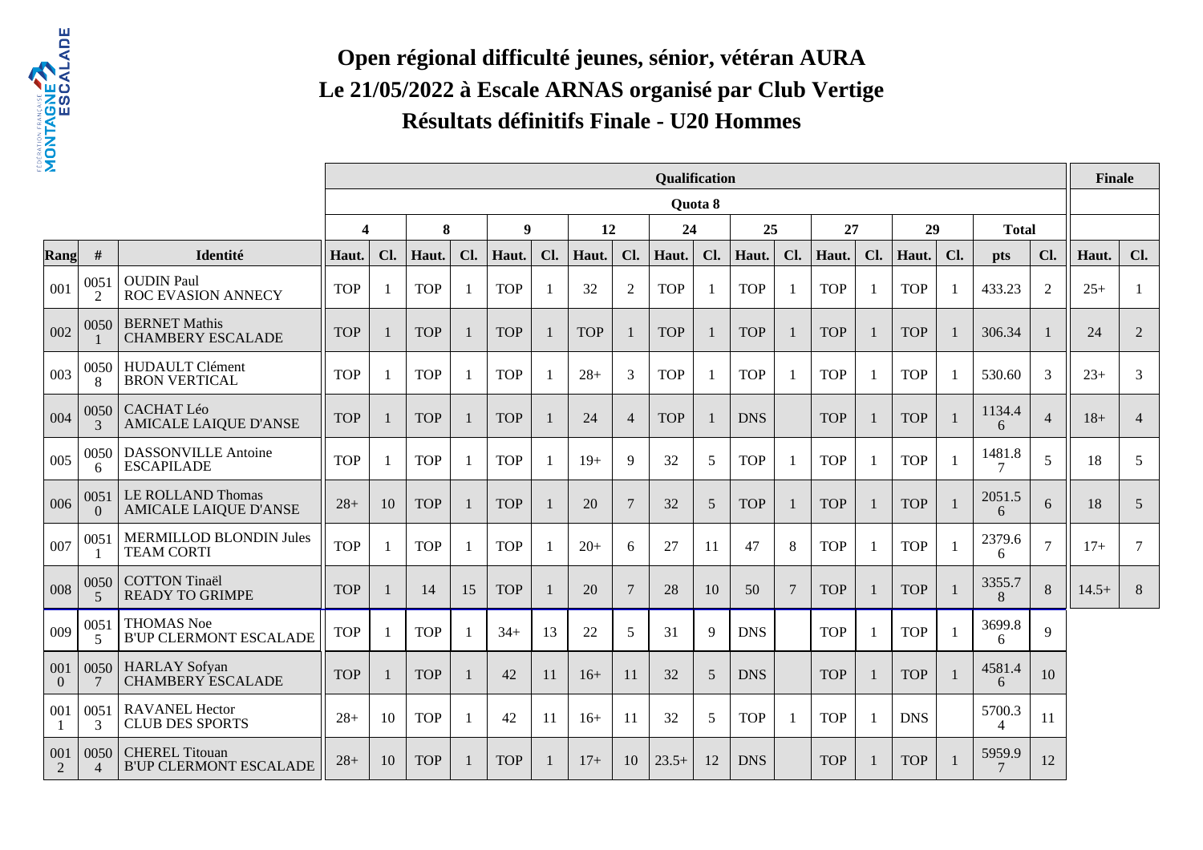# Open régional difficulté jeunes, sénior, vétéran AURA
# Le 21/05/2022 à Escale ARNAS organisé par Club Vertige
# Résultats définitifs Finale - U20 Hommes

| | | | Qualification | | | | | | | | | | | | | | | | | | Finale | |
|---|---|---|---|---|---|---|---|---|---|---|---|---|---|---|---|---|---|---|---|---|---|---|
| | | | Quota 8 | | | | | | | | | | | | | | | | | | | |
| | | | 4 | | 8 | | 9 | | 12 | | 24 | | 25 | | 27 | | 29 | | Total | | | |
| Rang | # | Identité | Haut. | Cl. | Haut. | Cl. | Haut. | Cl. | Haut. | Cl. | Haut. | Cl. | Haut. | Cl. | Haut. | Cl. | Haut. | Cl. | pts | Cl. | Haut. | Cl. |
| 001 | 00512 | OUDIN Paul<br>ROC EVASION ANNECY | TOP | 1 | TOP | 1 | TOP | 1 | 32 | 2 | TOP | 1 | TOP | 1 | TOP | 1 | TOP | 1 | 433.23 | 2 | 25+ | 1 |
| 002 | 00501 | BERNET Mathis<br>CHAMBERY ESCALADE | TOP | 1 | TOP | 1 | TOP | 1 | TOP | 1 | TOP | 1 | TOP | 1 | TOP | 1 | TOP | 1 | 306.34 | 1 | 24 | 2 |
| 003 | 00508 | HUDAULT Clément<br>BRON VERTICAL | TOP | 1 | TOP | 1 | TOP | 1 | 28+ | 3 | TOP | 1 | TOP | 1 | TOP | 1 | TOP | 1 | 530.60 | 3 | 23+ | 3 |
| 004 | 00503 | CACHAT Léo<br>AMICALE LAIQUE D'ANSE | TOP | 1 | TOP | 1 | TOP | 1 | 24 | 4 | TOP | 1 | DNS | | TOP | 1 | TOP | 1 | 1134.46 | 4 | 18+ | 4 |
| 005 | 00506 | DASSONVILLE Antoine<br>ESCAPILADE | TOP | 1 | TOP | 1 | TOP | 1 | 19+ | 9 | 32 | 5 | TOP | 1 | TOP | 1 | TOP | 1 | 1481.87 | 5 | 18 | 5 |
| 006 | 00510 | LE ROLLAND Thomas<br>AMICALE LAIQUE D'ANSE | 28+ | 10 | TOP | 1 | TOP | 1 | 20 | 7 | 32 | 5 | TOP | 1 | TOP | 1 | TOP | 1 | 2051.56 | 6 | 18 | 5 |
| 007 | 00511 | MERMILLOD BLONDIN Jules<br>TEAM CORTI | TOP | 1 | TOP | 1 | TOP | 1 | 20+ | 6 | 27 | 11 | 47 | 8 | TOP | 1 | TOP | 1 | 2379.66 | 7 | 17+ | 7 |
| 008 | 00505 | COTTON Tinaël<br>READY TO GRIMPE | TOP | 1 | 14 | 15 | TOP | 1 | 20 | 7 | 28 | 10 | 50 | 7 | TOP | 1 | TOP | 1 | 3355.78 | 8 | 14.5+ | 8 |
| 009 | 00515 | THOMAS Noe<br>B'UP CLERMONT ESCALADE | TOP | 1 | TOP | 1 | 34+ | 13 | 22 | 5 | 31 | 9 | DNS | | TOP | 1 | TOP | 1 | 3699.86 | 9 | | |
| 0010 | 00507 | HARLAY Sofyan<br>CHAMBERY ESCALADE | TOP | 1 | TOP | 1 | 42 | 11 | 16+ | 11 | 32 | 5 | DNS | | TOP | 1 | TOP | 1 | 4581.46 | 10 | | |
| 0011 | 00513 | RAVANEL Hector<br>CLUB DES SPORTS | 28+ | 10 | TOP | 1 | 42 | 11 | 16+ | 11 | 32 | 5 | TOP | 1 | TOP | 1 | DNS | | 5700.34 | 11 | | |
| 0012 | 00504 | CHEREL Titouan<br>B'UP CLERMONT ESCALADE | 28+ | 10 | TOP | 1 | TOP | 1 | 17+ | 10 | 23.5+ | 12 | DNS | | TOP | 1 | TOP | 1 | 5959.97 | 12 | | |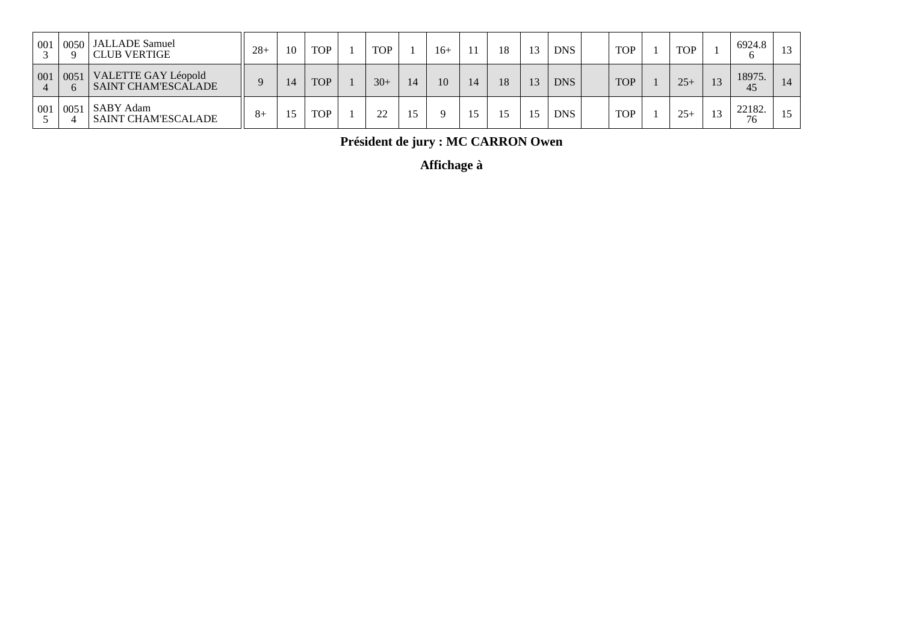| | | | | | | | | | | | | | | | | | | | | |
|---|---|---|---|---|---|---|---|---|---|---|---|---|---|---|---|---|---|---|---|---|
| 0013 | 00509 | JALLADE Samuel<br>CLUB VERTIGE | 28+ | 10 | TOP | 1 | TOP | 1 | 16+ | 11 | 18 | 13 | DNS | | TOP | 1 | TOP | 1 | 6924.86 | 13 |
| 0014 | 00516 | VALETTE GAY Léopold<br>SAINT CHAM'ESCALADE | 9 | 14 | TOP | 1 | 30+ | 14 | 10 | 14 | 18 | 13 | DNS | | TOP | 1 | 25+ | 13 | 18975.45 | 14 |
| 0015 | 00514 | SABY Adam<br>SAINT CHAM'ESCALADE | 8+ | 15 | TOP | 1 | 22 | 15 | 9 | 15 | 15 | 15 | DNS | | TOP | 1 | 25+ | 13 | 22182.76 | 15 |

**Président de jury : MC CARRON Owen**

**Affichage à**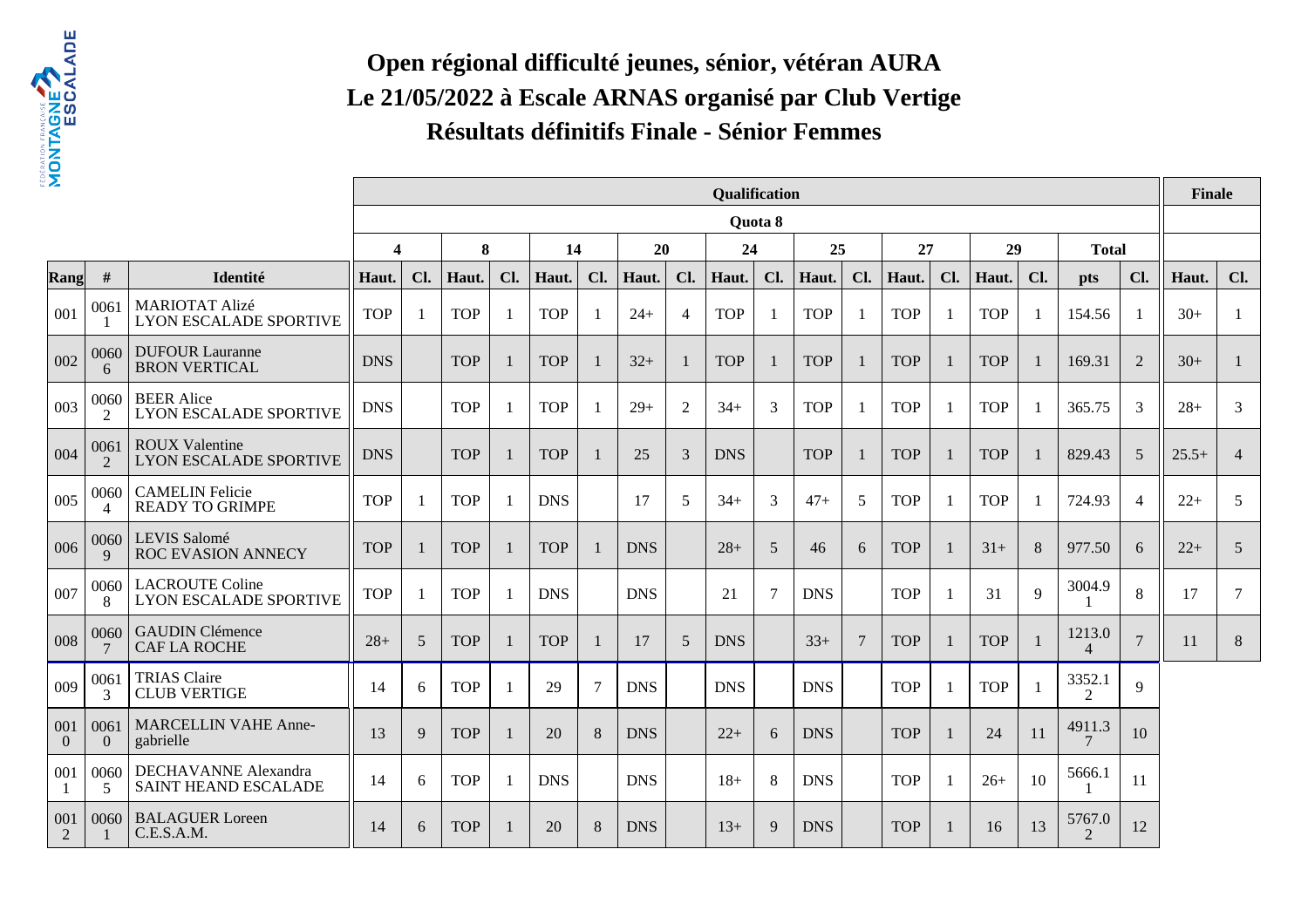# Open régional difficulté jeunes, sénior, vétéran AURA
# Le 21/05/2022 à Escale ARNAS organisé par Club Vertige
# Résultats définitifs Finale - Sénior Femmes

| | | | Qualification | | | | | | | | | | | | | | | | | | Finale | |
|---|---|---|---|---|---|---|---|---|---|---|---|---|---|---|---|---|---|---|---|---|---|---|
| | | | Quota 8 | | | | | | | | | | | | | | | | | | | |
| | | | 4 | | 8 | | 14 | | 20 | | 24 | | 25 | | 27 | | 29 | | Total | | | |
| Rang | # | Identité | Haut. | Cl. | Haut. | Cl. | Haut. | Cl. | Haut. | Cl. | Haut. | Cl. | Haut. | Cl. | Haut. | Cl. | Haut. | Cl. | pts | Cl. | Haut. | Cl. |
| 001 | 00611 | MARIOTAT Alizé LYON ESCALADE SPORTIVE | TOP | 1 | TOP | 1 | TOP | 1 | 24+ | 4 | TOP | 1 | TOP | 1 | TOP | 1 | TOP | 1 | 154.56 | 1 | 30+ | 1 |
| 002 | 00606 | DUFOUR Lauranne BRON VERTICAL | DNS | | TOP | 1 | TOP | 1 | 32+ | 1 | TOP | 1 | TOP | 1 | TOP | 1 | TOP | 1 | 169.31 | 2 | 30+ | 1 |
| 003 | 00602 | BEER Alice LYON ESCALADE SPORTIVE | DNS | | TOP | 1 | TOP | 1 | 29+ | 2 | 34+ | 3 | TOP | 1 | TOP | 1 | TOP | 1 | 365.75 | 3 | 28+ | 3 |
| 004 | 00612 | ROUX Valentine LYON ESCALADE SPORTIVE | DNS | | TOP | 1 | TOP | 1 | 25 | 3 | DNS | | TOP | 1 | TOP | 1 | TOP | 1 | 829.43 | 5 | 25.5+ | 4 |
| 005 | 00604 | CAMELIN Felicie READY TO GRIMPE | TOP | 1 | TOP | 1 | DNS | | 17 | 5 | 34+ | 3 | 47+ | 5 | TOP | 1 | TOP | 1 | 724.93 | 4 | 22+ | 5 |
| 006 | 00609 | LEVIS Salomé ROC EVASION ANNECY | TOP | 1 | TOP | 1 | TOP | 1 | DNS | | 28+ | 5 | 46 | 6 | TOP | 1 | 31+ | 8 | 977.50 | 6 | 22+ | 5 |
| 007 | 00608 | LACROUTE Coline LYON ESCALADE SPORTIVE | TOP | 1 | TOP | 1 | DNS | | DNS | | 21 | 7 | DNS | | TOP | 1 | 31 | 9 | 3004.91 | 8 | 17 | 7 |
| 008 | 00607 | GAUDIN Clémence CAF LA ROCHE | 28+ | 5 | TOP | 1 | TOP | 1 | 17 | 5 | DNS | | 33+ | 7 | TOP | 1 | TOP | 1 | 1213.04 | 7 | 11 | 8 |
| 009 | 00613 | TRIAS Claire CLUB VERTIGE | 14 | 6 | TOP | 1 | 29 | 7 | DNS | | DNS | | DNS | | TOP | 1 | TOP | 1 | 3352.12 | 9 | | |
| 0010 | 00610 | MARCELLIN VAHE Anne-gabrielle | 13 | 9 | TOP | 1 | 20 | 8 | DNS | | 22+ | 6 | DNS | | TOP | 1 | 24 | 11 | 4911.37 | 10 | | |
| 0011 | 00605 | DECHAVANNE Alexandra SAINT HEAND ESCALADE | 14 | 6 | TOP | 1 | DNS | | DNS | | 18+ | 8 | DNS | | TOP | 1 | 26+ | 10 | 5666.11 | 11 | | |
| 0012 | 00601 | BALAGUER Loreen C.E.S.A.M. | 14 | 6 | TOP | 1 | 20 | 8 | DNS | | 13+ | 9 | DNS | | TOP | 1 | 16 | 13 | 5767.02 | 12 | | |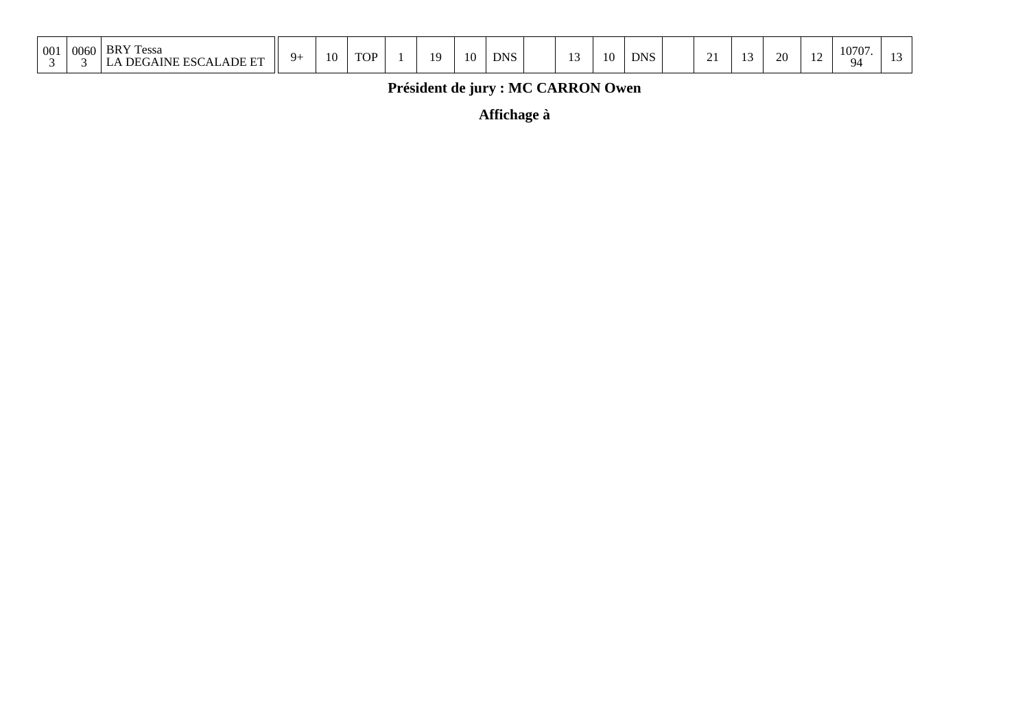| | | | | | | | | | | | | | | | | | | | |
|---|---|---|---|---|---|---|---|---|---|---|---|---|---|---|---|---|---|---|---|
| 0013 | 00603 | BRY Tessa<br>LA DEGAINE ESCALADE ET | 9+ | 10 | TOP | 1 | 19 | 10 | DNS | | 13 | 10 | DNS | | 21 | 13 | 20 | 12 | 10707.94 | 13 |

**Président de jury : MC CARRON Owen**

**Affichage à**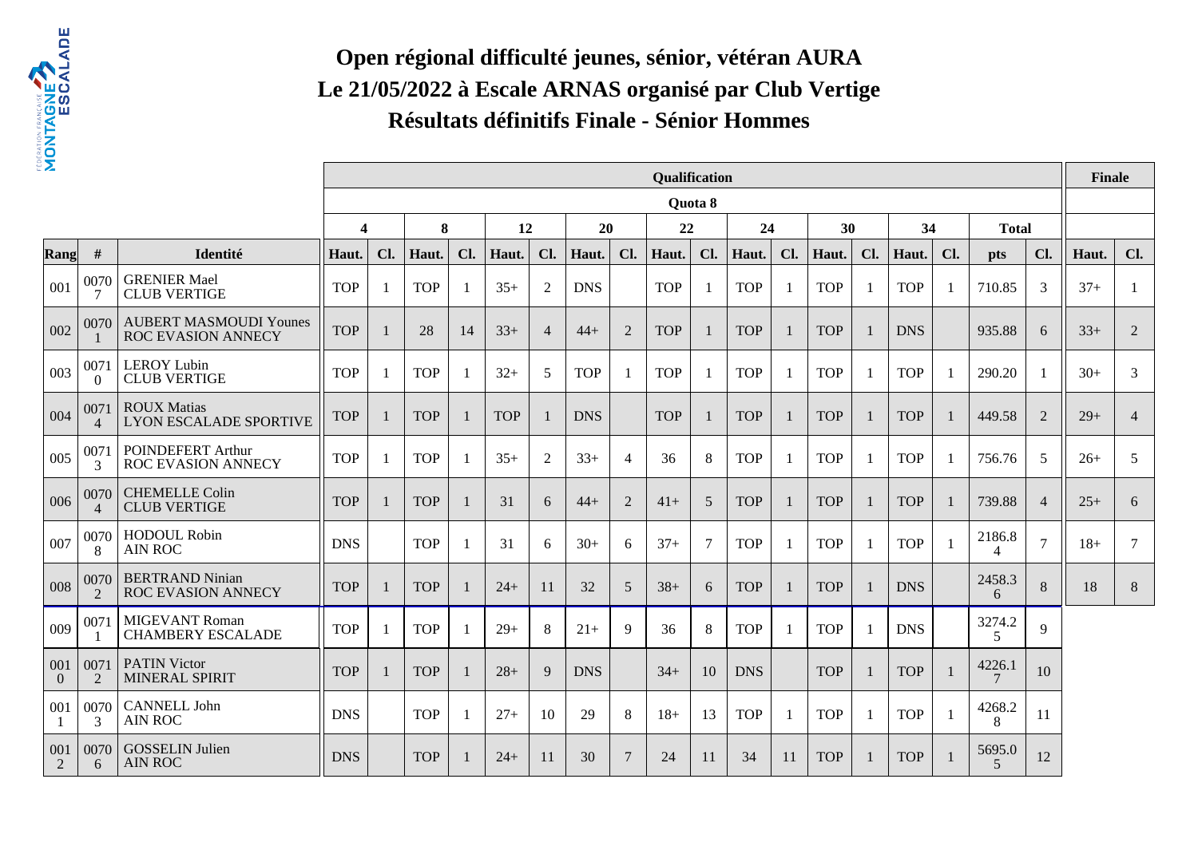# Open régional difficulté jeunes, sénior, vétéran AURA
# Le 21/05/2022 à Escale ARNAS organisé par Club Vertige
# Résultats définitifs Finale - Sénior Hommes

| | | | Qualification | | | | | | | | | | | | | | | | | | Finale | |
|---|---|---|---|---|---|---|---|---|---|---|---|---|---|---|---|---|---|---|---|---|---|---|
| | | | Quota 8 | | | | | | | | | | | | | | | | | | | |
| | | | 4 | | 8 | | 12 | | 20 | | 22 | | 24 | | 30 | | 34 | | Total | | | |
| Rang | # | Identité | Haut. | Cl. | Haut. | Cl. | Haut. | Cl. | Haut. | Cl. | Haut. | Cl. | Haut. | Cl. | Haut. | Cl. | Haut. | Cl. | pts | Cl. | Haut. | Cl. |
| 001 | 00707 | GRENIER Mael CLUB VERTIGE | TOP | 1 | TOP | 1 | 35+ | 2 | DNS | | TOP | 1 | TOP | 1 | TOP | 1 | TOP | 1 | 710.85 | 3 | 37+ | 1 |
| 002 | 00701 | AUBERT MASMOUDI Younes ROC EVASION ANNECY | TOP | 1 | 28 | 14 | 33+ | 4 | 44+ | 2 | TOP | 1 | TOP | 1 | TOP | 1 | DNS | | 935.88 | 6 | 33+ | 2 |
| 003 | 00710 | LEROY Lubin CLUB VERTIGE | TOP | 1 | TOP | 1 | 32+ | 5 | TOP | 1 | TOP | 1 | TOP | 1 | TOP | 1 | TOP | 1 | 290.20 | 1 | 30+ | 3 |
| 004 | 00714 | ROUX Matias LYON ESCALADE SPORTIVE | TOP | 1 | TOP | 1 | TOP | 1 | DNS | | TOP | 1 | TOP | 1 | TOP | 1 | TOP | 1 | 449.58 | 2 | 29+ | 4 |
| 005 | 00713 | POINDEFERT Arthur ROC EVASION ANNECY | TOP | 1 | TOP | 1 | 35+ | 2 | 33+ | 4 | 36 | 8 | TOP | 1 | TOP | 1 | TOP | 1 | 756.76 | 5 | 26+ | 5 |
| 006 | 00704 | CHEMELLE Colin CLUB VERTIGE | TOP | 1 | TOP | 1 | 31 | 6 | 44+ | 2 | 41+ | 5 | TOP | 1 | TOP | 1 | TOP | 1 | 739.88 | 4 | 25+ | 6 |
| 007 | 00708 | HODOUL Robin AIN ROC | DNS | | TOP | 1 | 31 | 6 | 30+ | 6 | 37+ | 7 | TOP | 1 | TOP | 1 | TOP | 1 | 2186.84 | 7 | 18+ | 7 |
| 008 | 00702 | BERTRAND Ninian ROC EVASION ANNECY | TOP | 1 | TOP | 1 | 24+ | 11 | 32 | 5 | 38+ | 6 | TOP | 1 | TOP | 1 | DNS | | 2458.36 | 8 | 18 | 8 |
| 009 | 00711 | MIGEVANT Roman CHAMBERY ESCALADE | TOP | 1 | TOP | 1 | 29+ | 8 | 21+ | 9 | 36 | 8 | TOP | 1 | TOP | 1 | DNS | | 3274.25 | 9 | | |
| 0010 | 00712 | PATIN Victor MINERAL SPIRIT | TOP | 1 | TOP | 1 | 28+ | 9 | DNS | | 34+ | 10 | DNS | | TOP | 1 | TOP | 1 | 4226.17 | 10 | | |
| 0011 | 00703 | CANNELL John AIN ROC | DNS | | TOP | 1 | 27+ | 10 | 29 | 8 | 18+ | 13 | TOP | 1 | TOP | 1 | TOP | 1 | 4268.28 | 11 | | |
| 0012 | 00706 | GOSSELIN Julien AIN ROC | DNS | | TOP | 1 | 24+ | 11 | 30 | 7 | 24 | 11 | 34 | 11 | TOP | 1 | TOP | 1 | 5695.05 | 12 | | |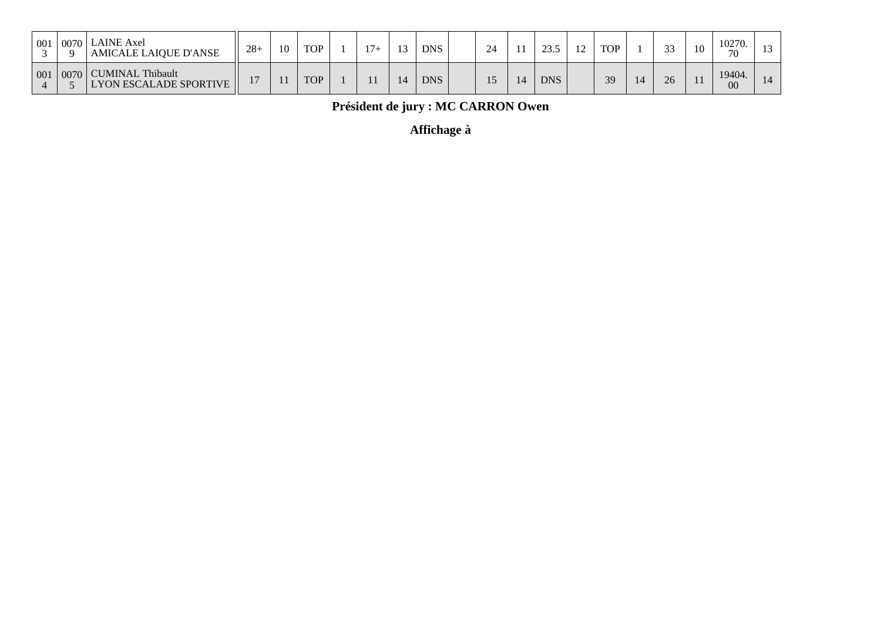| | | | | | | | | | | | | | | | | | | | | |
|---|---|---|---|---|---|---|---|---|---|---|---|---|---|---|---|---|---|---|---|---|
| 0013 | 00709 | LAINE Axel<br>AMICALE LAIQUE D'ANSE | 28+ | 10 | TOP | 1 | 17+ | 13 | DNS | | 24 | 11 | 23.5 | 12 | TOP | 1 | 33 | 10 | 10270.70 | 13 |
| 0014 | 00705 | CUMINAL Thibault<br>LYON ESCALADE SPORTIVE | 17 | 11 | TOP | 1 | 11 | 14 | DNS | | 15 | 14 | DNS | | 39 | 14 | 26 | 11 | 19404.00 | 14 |

**Président de jury : MC CARRON Owen**

**Affichage à**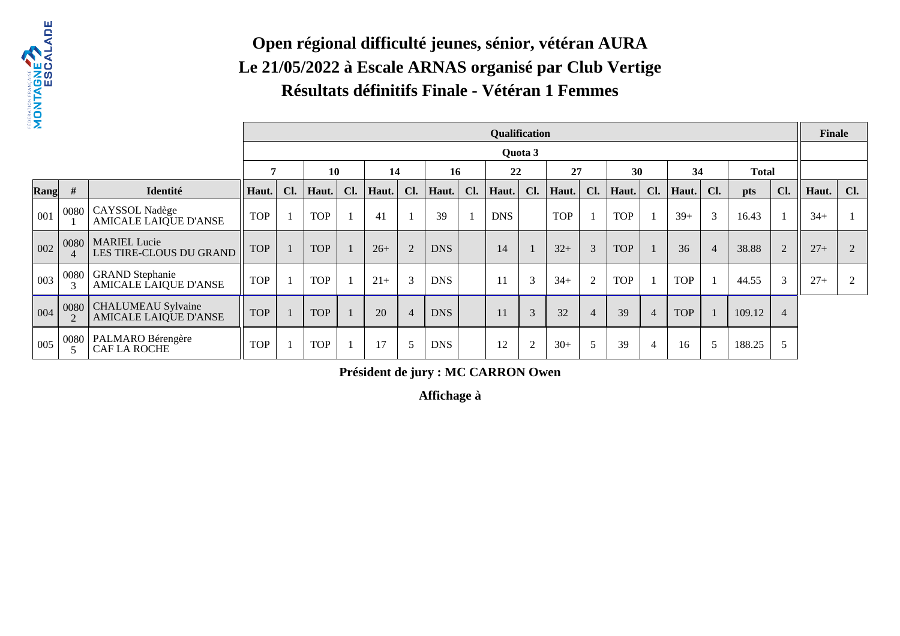# Open régional difficulté jeunes, sénior, vétéran AURA
# Le 21/05/2022 à Escale ARNAS organisé par Club Vertige
# Résultats définitifs Finale - Vétéran 1 Femmes

| | | | Qualification | | | | | | | | | | | | | | | | | | Finale | |
|---|---|---|---|---|---|---|---|---|---|---|---|---|---|---|---|---|---|---|---|---|---|---|
| | | | Quota 3 | | | | | | | | | | | | | | | | | | | |
| | | | 7 | | 10 | | 14 | | 16 | | 22 | | 27 | | 30 | | 34 | | Total | | | |
| Rang | # | Identité | Haut. | Cl. | Haut. | Cl. | Haut. | Cl. | Haut. | Cl. | Haut. | Cl. | Haut. | Cl. | Haut. | Cl. | Haut. | Cl. | pts | Cl. | Haut. | Cl. |
| 001 | 00801 | CAYSSOL Nadège AMICALE LAIQUE D'ANSE | TOP | 1 | TOP | 1 | 41 | 1 | 39 | 1 | DNS | | TOP | 1 | TOP | 1 | 39+ | 3 | 16.43 | 1 | 34+ | 1 |
| 002 | 00804 | MARIEL Lucie LES TIRE-CLOUS DU GRAND | TOP | 1 | TOP | 1 | 26+ | 2 | DNS | | 14 | 1 | 32+ | 3 | TOP | 1 | 36 | 4 | 38.88 | 2 | 27+ | 2 |
| 003 | 00803 | GRAND Stephanie AMICALE LAIQUE D'ANSE | TOP | 1 | TOP | 1 | 21+ | 3 | DNS | | 11 | 3 | 34+ | 2 | TOP | 1 | TOP | 1 | 44.55 | 3 | 27+ | 2 |
| 004 | 00802 | CHALUMEAU Sylvaine AMICALE LAIQUE D'ANSE | TOP | 1 | TOP | 1 | 20 | 4 | DNS | | 11 | 3 | 32 | 4 | 39 | 4 | TOP | 1 | 109.12 | 4 | | |
| 005 | 00805 | PALMARO Bérengère CAF LA ROCHE | TOP | 1 | TOP | 1 | 17 | 5 | DNS | | 12 | 2 | 30+ | 5 | 39 | 4 | 16 | 5 | 188.25 | 5 | | |

**Président de jury : MC CARRON Owen**

**Affichage à**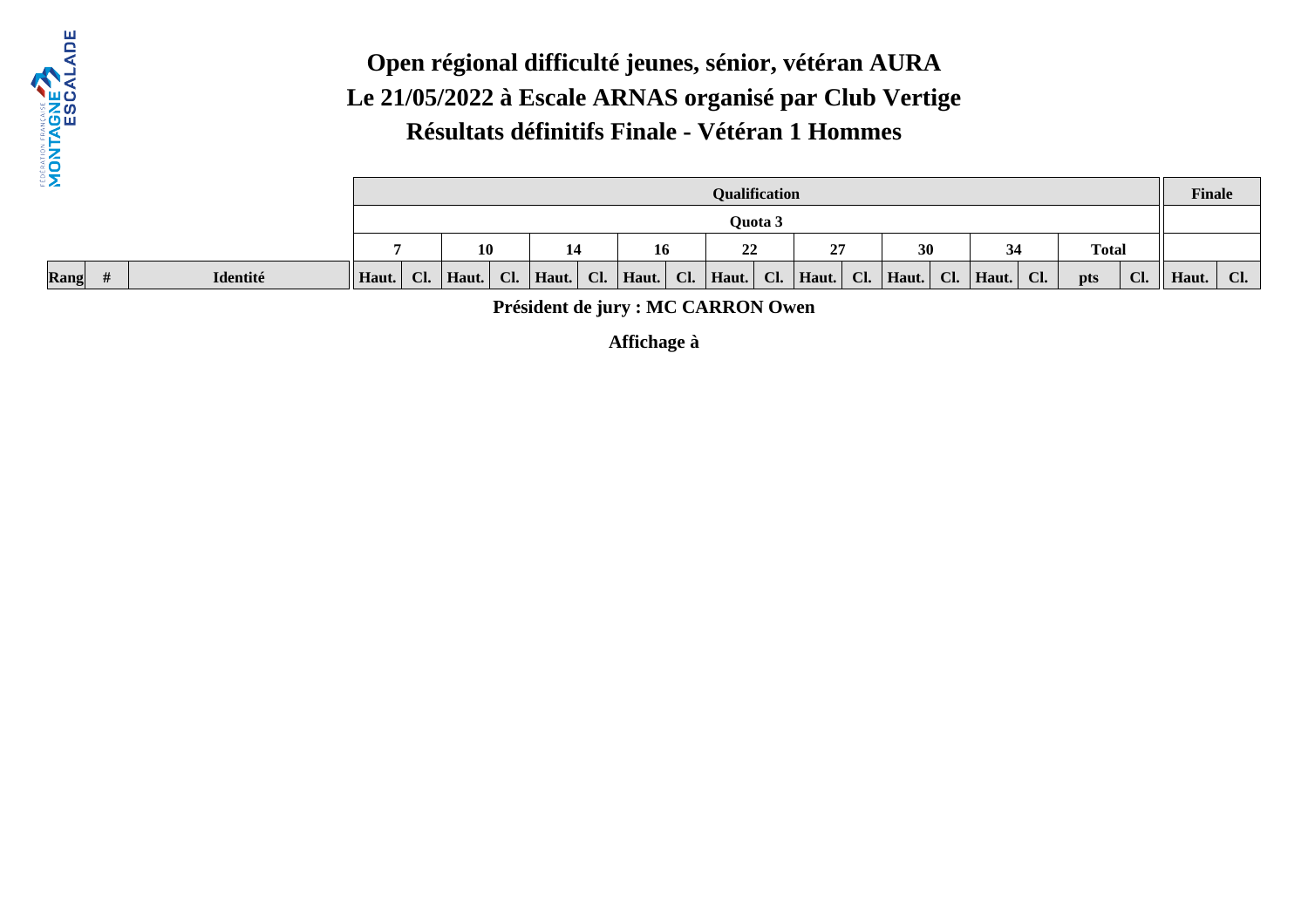# Open régional difficulté jeunes, sénior, vétéran AURA

## Le 21/05/2022 à Escale ARNAS organisé par Club Vertige

## Résultats définitifs Finale - Vétéran 1 Hommes

| | | | Qualification | | | | | | | | | | | | | | | | | | Finale | |
|---|---|---|---|---|---|---|---|---|---|---|---|---|---|---|---|---|---|---|---|---|---|---|
| | | | Quota 3 | | | | | | | | | | | | | | | | | | | |
| | | | 7 | | 10 | | 14 | | 16 | | 22 | | 27 | | 30 | | 34 | | Total | | | |
| Rang | # | Identité | Haut. | Cl. | Haut. | Cl. | Haut. | Cl. | Haut. | Cl. | Haut. | Cl. | Haut. | Cl. | Haut. | Cl. | Haut. | Cl. | pts | Cl. | Haut. | Cl. |

**Président de jury : MC CARRON Owen**

**Affichage à**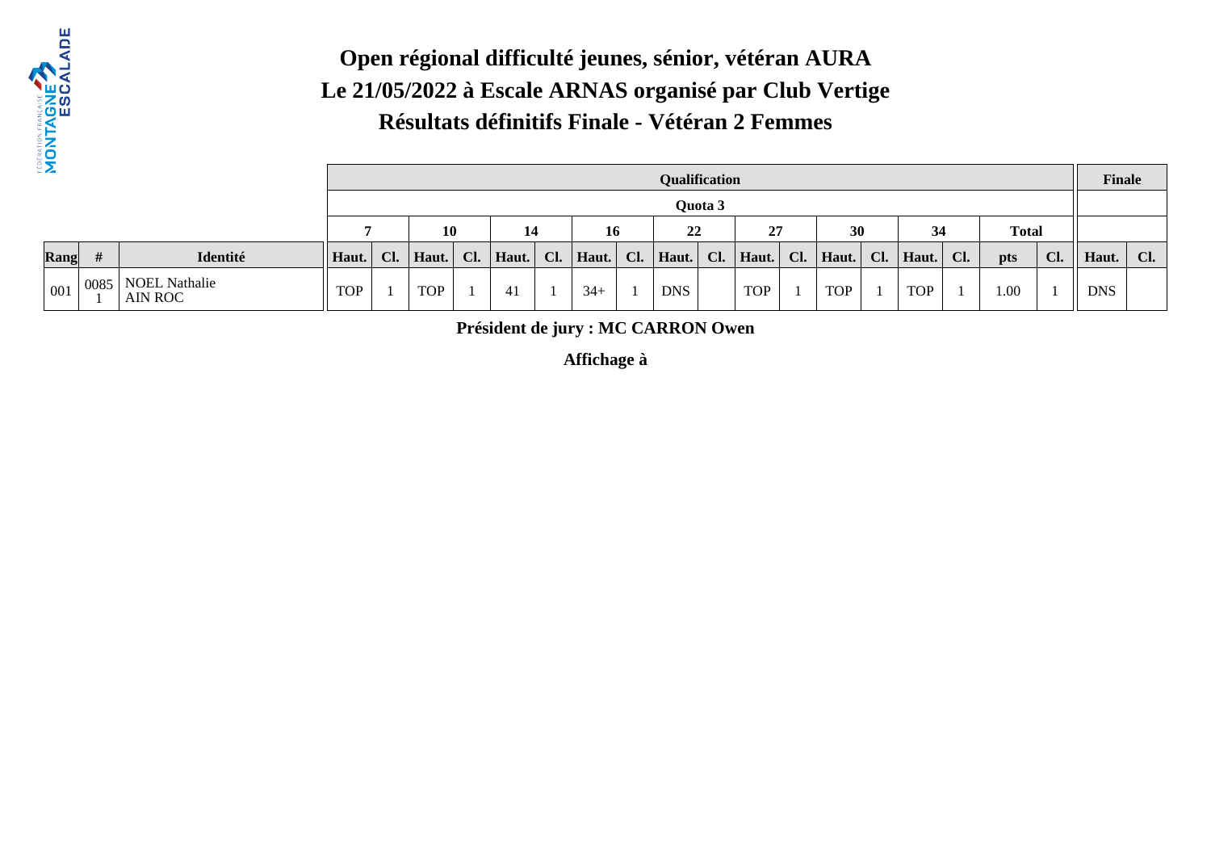# Open régional difficulté jeunes, sénior, vétéran AURA

## Le 21/05/2022 à Escale ARNAS organisé par Club Vertige

## Résultats définitifs Finale - Vétéran 2 Femmes

| | | | Qualification | | | | | | | | | | | | | | | | | | Finale | |
|---|---|---|---|---|---|---|---|---|---|---|---|---|---|---|---|---|---|---|---|---|---|---|
| | | | Quota 3 | | | | | | | | | | | | | | | | | | | |
| | | | 7 | | 10 | | 14 | | 16 | | 22 | | 27 | | 30 | | 34 | | Total | | | |
| Rang | # | Identité | Haut. | Cl. | Haut. | Cl. | Haut. | Cl. | Haut. | Cl. | Haut. | Cl. | Haut. | Cl. | Haut. | Cl. | Haut. | Cl. | pts | Cl. | Haut. | Cl. |
| 001 | 00851 | NOEL Nathalie AIN ROC | TOP | 1 | TOP | 1 | 41 | 1 | 34+ | 1 | DNS | | TOP | 1 | TOP | 1 | TOP | 1 | 1.00 | 1 | DNS | |

**Président de jury : MC CARRON Owen**

**Affichage à**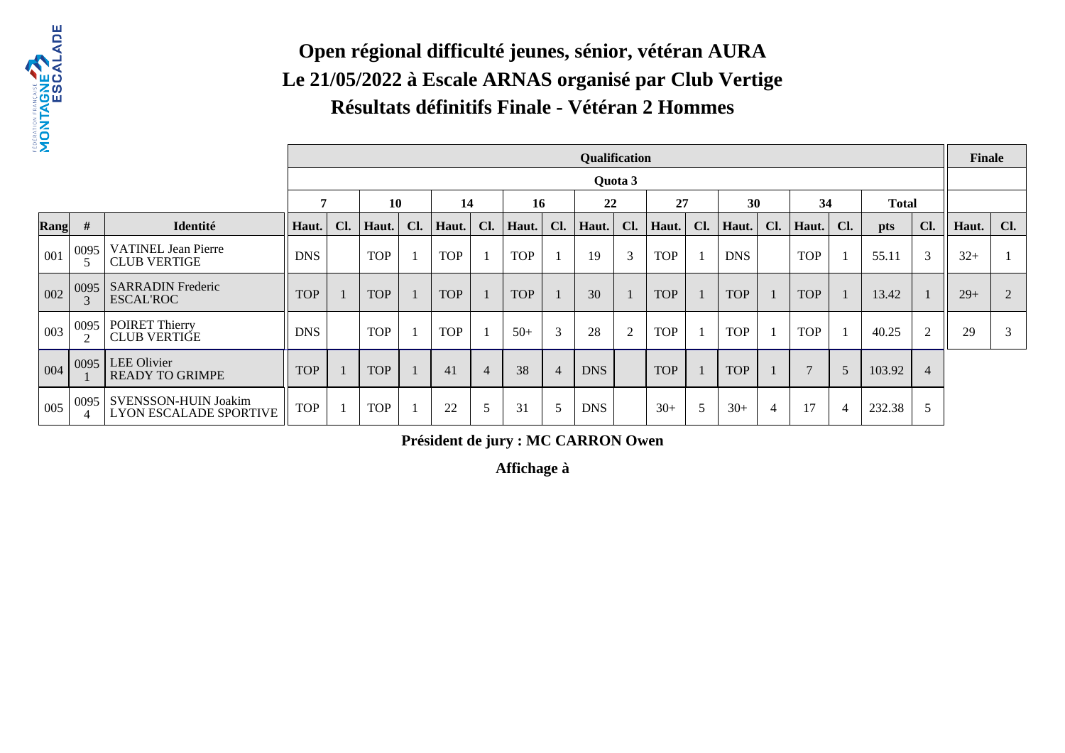# Open régional difficulté jeunes, sénior, vétéran AURA
## Le 21/05/2022 à Escale ARNAS organisé par Club Vertige
## Résultats définitifs Finale - Vétéran 2 Hommes

| | | | Qualification | | | | | | | | | | | | | | | | | | Finale | |
|---|---|---|---|---|---|---|---|---|---|---|---|---|---|---|---|---|---|---|---|---|---|---|
| | | | Quota 3 | | | | | | | | | | | | | | | | | | | |
| | | | 7 | | 10 | | 14 | | 16 | | 22 | | 27 | | 30 | | 34 | | Total | | | |
| Rang | # | Identité | Haut. | Cl. | Haut. | Cl. | Haut. | Cl. | Haut. | Cl. | Haut. | Cl. | Haut. | Cl. | Haut. | Cl. | Haut. | Cl. | pts | Cl. | Haut. | Cl. |
| 001 | 00955 | VATINEL Jean Pierre<br>CLUB VERTIGE | DNS | | TOP | 1 | TOP | 1 | TOP | 1 | 19 | 3 | TOP | 1 | DNS | | TOP | 1 | 55.11 | 3 | 32+ | 1 |
| 002 | 00953 | SARRADIN Frederic<br>ESCAL'ROC | TOP | 1 | TOP | 1 | TOP | 1 | TOP | 1 | 30 | 1 | TOP | 1 | TOP | 1 | TOP | 1 | 13.42 | 1 | 29+ | 2 |
| 003 | 00952 | POIRET Thierry<br>CLUB VERTIGE | DNS | | TOP | 1 | TOP | 1 | 50+ | 3 | 28 | 2 | TOP | 1 | TOP | 1 | TOP | 1 | 40.25 | 2 | 29 | 3 |
| 004 | 00951 | LEE Olivier<br>READY TO GRIMPE | TOP | 1 | TOP | 1 | 41 | 4 | 38 | 4 | DNS | | TOP | 1 | TOP | 1 | 7 | 5 | 103.92 | 4 | | |
| 005 | 00954 | SVENSSON-HUIN Joakim<br>LYON ESCALADE SPORTIVE | TOP | 1 | TOP | 1 | 22 | 5 | 31 | 5 | DNS | | 30+ | 5 | 30+ | 4 | 17 | 4 | 232.38 | 5 | | |

**Président de jury : MC CARRON Owen**

**Affichage à**